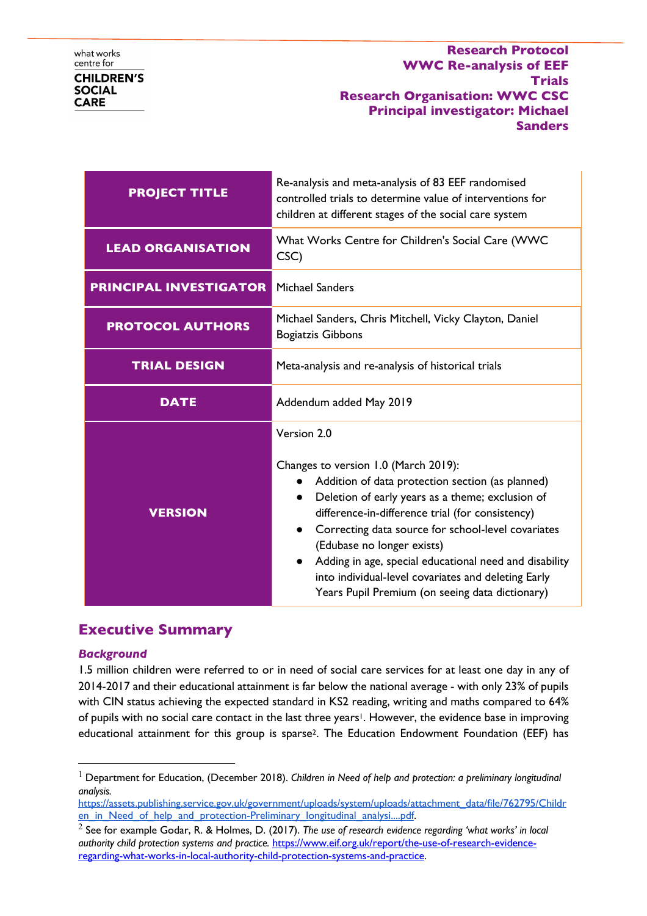what works centre for
**CHILDREN'S SOCIAL CARE**

**Research Protocol**
**WWC Re-analysis of EEF Trials**
**Research Organisation: WWC CSC**
**Principal investigator: Michael Sanders**

| | |
|---|---|
| **PROJECT TITLE** | Re-analysis and meta-analysis of 83 EEF randomised controlled trials to determine value of interventions for children at different stages of the social care system |
| **LEAD ORGANISATION** | What Works Centre for Children's Social Care (WWC CSC) |
| **PRINCIPAL INVESTIGATOR** | Michael Sanders |
| **PROTOCOL AUTHORS** | Michael Sanders, Chris Mitchell, Vicky Clayton, Daniel Bogiatzis Gibbons |
| **TRIAL DESIGN** | Meta-analysis and re-analysis of historical trials |
| **DATE** | Addendum added May 2019 |
| **VERSION** | Version 2.0<br><br>Changes to version 1.0 (March 2019):<br>● Addition of data protection section (as planned)<br>● Deletion of early years as a theme; exclusion of difference-in-difference trial (for consistency)<br>● Correcting data source for school-level covariates (Edubase no longer exists)<br>● Adding in age, special educational need and disability into individual-level covariates and deleting Early Years Pupil Premium (on seeing data dictionary) |

## Executive Summary

### *Background*

1.5 million children were referred to or in need of social care services for at least one day in any of 2014-2017 and their educational attainment is far below the national average - with only 23% of pupils with CIN status achieving the expected standard in KS2 reading, writing and maths compared to 64% of pupils with no social care contact in the last three years[1]. However, the evidence base in improving educational attainment for this group is sparse[2]. The Education Endowment Foundation (EEF) has

---

[1] Department for Education, (December 2018). *Children in Need of help and protection: a preliminary longitudinal analysis.* https://assets.publishing.service.gov.uk/government/uploads/system/uploads/attachment_data/file/762795/Children_in_Need_of_help_and_protection-Preliminary_longitudinal_analysi....pdf.

[2] See for example Godar, R. & Holmes, D. (2017). *The use of research evidence regarding 'what works' in local authority child protection systems and practice.* https://www.eif.org.uk/report/the-use-of-research-evidence-regarding-what-works-in-local-authority-child-protection-systems-and-practice.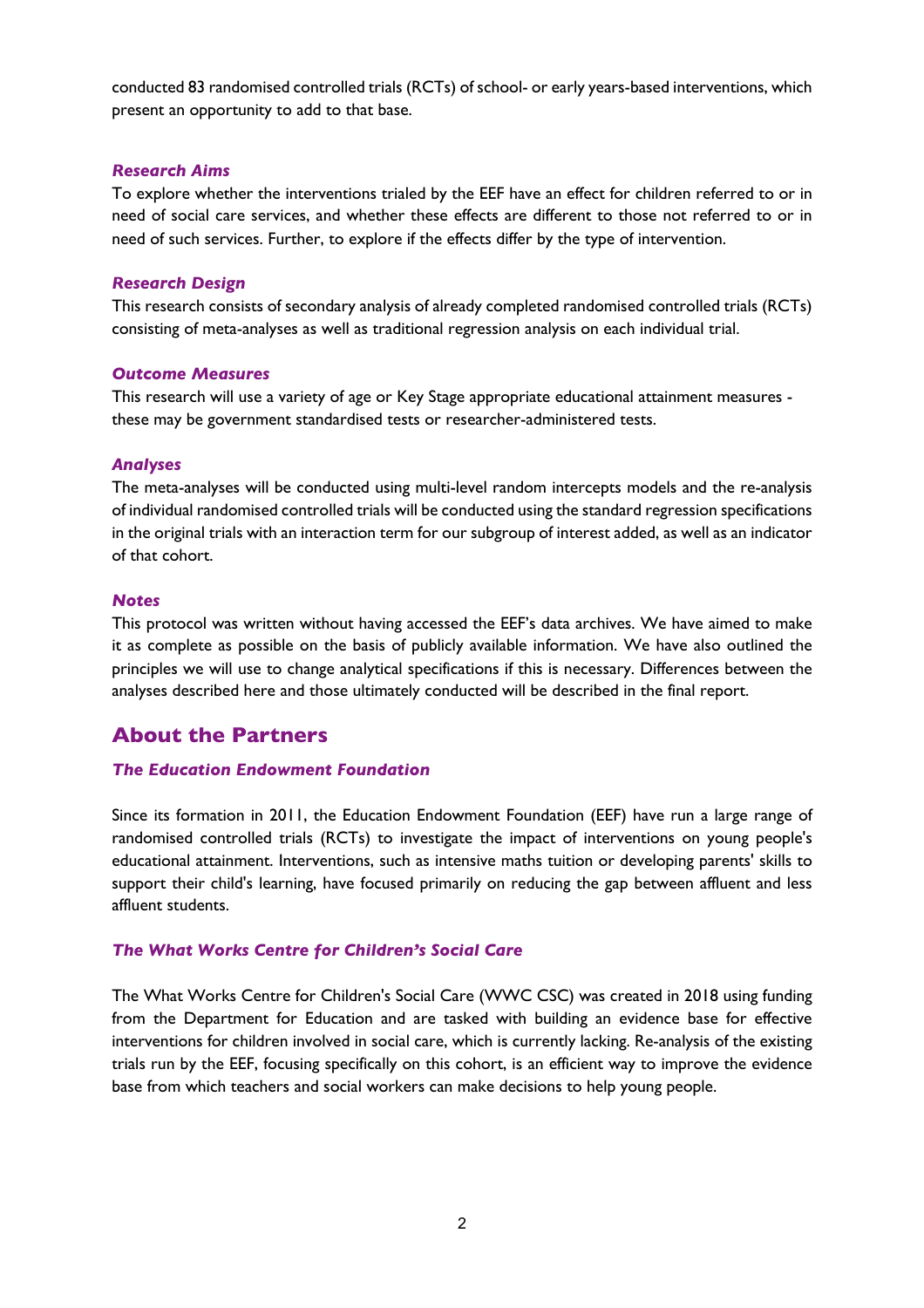conducted 83 randomised controlled trials (RCTs) of school- or early years-based interventions, which present an opportunity to add to that base.

### *Research Aims*

To explore whether the interventions trialed by the EEF have an effect for children referred to or in need of social care services, and whether these effects are different to those not referred to or in need of such services. Further, to explore if the effects differ by the type of intervention.

### *Research Design*

This research consists of secondary analysis of already completed randomised controlled trials (RCTs) consisting of meta-analyses as well as traditional regression analysis on each individual trial.

### *Outcome Measures*

This research will use a variety of age or Key Stage appropriate educational attainment measures - these may be government standardised tests or researcher-administered tests.

### *Analyses*

The meta-analyses will be conducted using multi-level random intercepts models and the re-analysis of individual randomised controlled trials will be conducted using the standard regression specifications in the original trials with an interaction term for our subgroup of interest added, as well as an indicator of that cohort.

### *Notes*

This protocol was written without having accessed the EEF's data archives. We have aimed to make it as complete as possible on the basis of publicly available information. We have also outlined the principles we will use to change analytical specifications if this is necessary. Differences between the analyses described here and those ultimately conducted will be described in the final report.

## About the Partners

### *The Education Endowment Foundation*

Since its formation in 2011, the Education Endowment Foundation (EEF) have run a large range of randomised controlled trials (RCTs) to investigate the impact of interventions on young people's educational attainment. Interventions, such as intensive maths tuition or developing parents' skills to support their child's learning, have focused primarily on reducing the gap between affluent and less affluent students.

### *The What Works Centre for Children's Social Care*

The What Works Centre for Children's Social Care (WWC CSC) was created in 2018 using funding from the Department for Education and are tasked with building an evidence base for effective interventions for children involved in social care, which is currently lacking. Re-analysis of the existing trials run by the EEF, focusing specifically on this cohort, is an efficient way to improve the evidence base from which teachers and social workers can make decisions to help young people.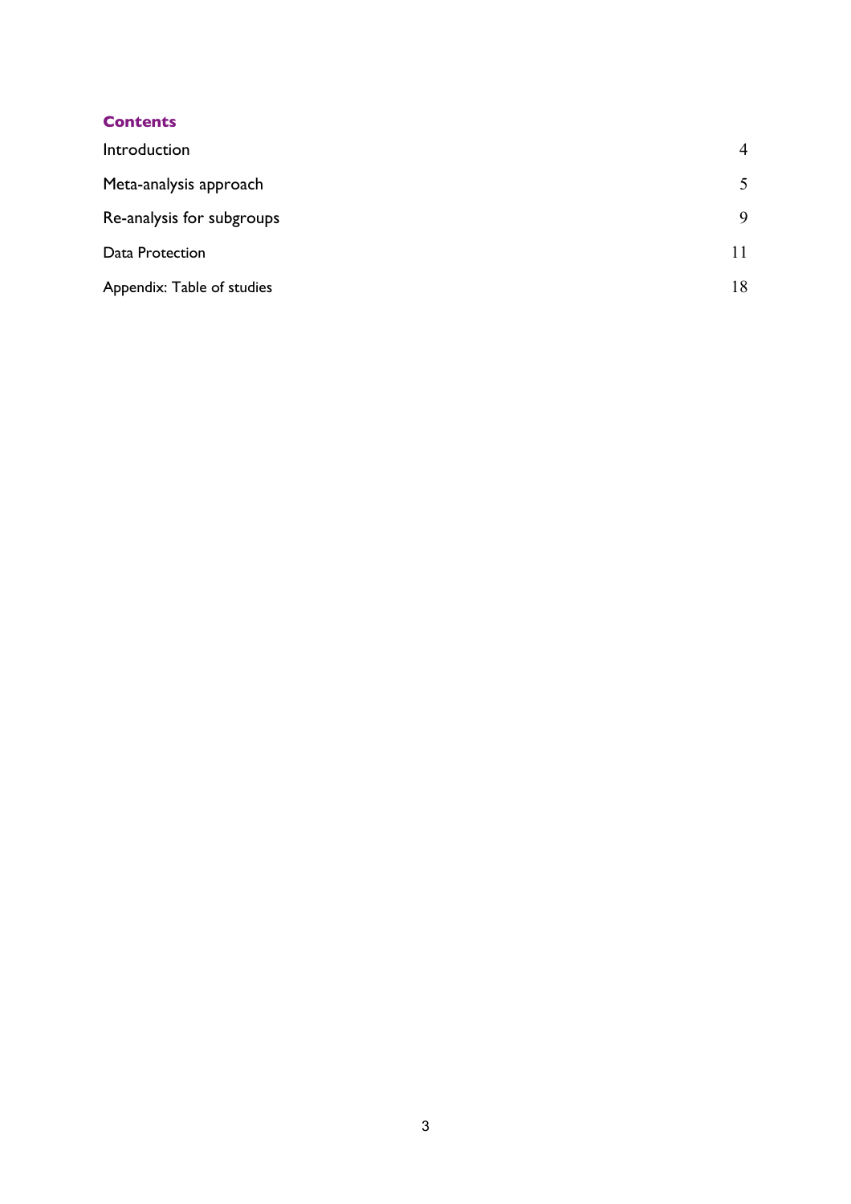## Contents

| | |
|---|---|
| Introduction | 4 |
| Meta-analysis approach | 5 |
| Re-analysis for subgroups | 9 |
| Data Protection | 11 |
| Appendix: Table of studies | 18 |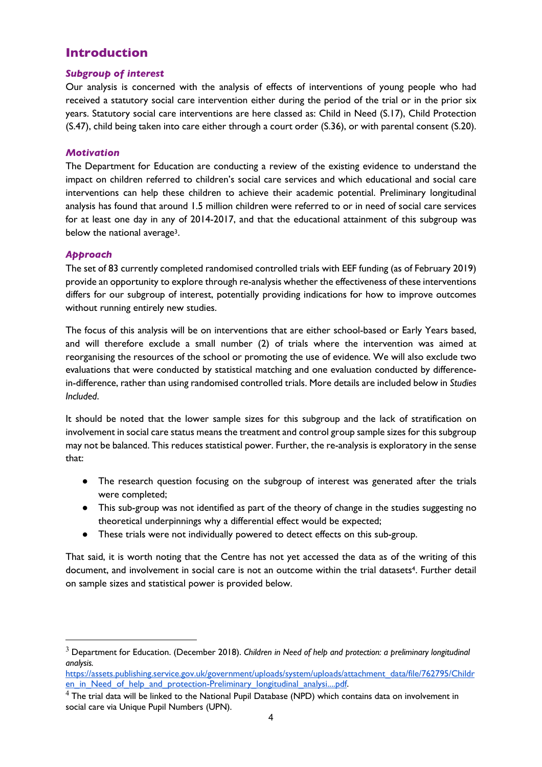## Introduction

### *Subgroup of interest*

Our analysis is concerned with the analysis of effects of interventions of young people who had received a statutory social care intervention either during the period of the trial or in the prior six years. Statutory social care interventions are here classed as: Child in Need (S.17), Child Protection (S.47), child being taken into care either through a court order (S.36), or with parental consent (S.20).

### *Motivation*

The Department for Education are conducting a review of the existing evidence to understand the impact on children referred to children's social care services and which educational and social care interventions can help these children to achieve their academic potential. Preliminary longitudinal analysis has found that around 1.5 million children were referred to or in need of social care services for at least one day in any of 2014-2017, and that the educational attainment of this subgroup was below the national average[3].

### *Approach*

The set of 83 currently completed randomised controlled trials with EEF funding (as of February 2019) provide an opportunity to explore through re-analysis whether the effectiveness of these interventions differs for our subgroup of interest, potentially providing indications for how to improve outcomes without running entirely new studies.

The focus of this analysis will be on interventions that are either school-based or Early Years based, and will therefore exclude a small number (2) of trials where the intervention was aimed at reorganising the resources of the school or promoting the use of evidence. We will also exclude two evaluations that were conducted by statistical matching and one evaluation conducted by difference-in-difference, rather than using randomised controlled trials. More details are included below in *Studies Included*.

It should be noted that the lower sample sizes for this subgroup and the lack of stratification on involvement in social care status means the treatment and control group sample sizes for this subgroup may not be balanced. This reduces statistical power. Further, the re-analysis is exploratory in the sense that:

- The research question focusing on the subgroup of interest was generated after the trials were completed;
- This sub-group was not identified as part of the theory of change in the studies suggesting no theoretical underpinnings why a differential effect would be expected;
- These trials were not individually powered to detect effects on this sub-group.

That said, it is worth noting that the Centre has not yet accessed the data as of the writing of this document, and involvement in social care is not an outcome within the trial datasets[4]. Further detail on sample sizes and statistical power is provided below.

---

[3] Department for Education. (December 2018). *Children in Need of help and protection: a preliminary longitudinal analysis.* https://assets.publishing.service.gov.uk/government/uploads/system/uploads/attachment_data/file/762795/Children_in_Need_of_help_and_protection-Preliminary_longitudinal_analysi....pdf.

[4] The trial data will be linked to the National Pupil Database (NPD) which contains data on involvement in social care via Unique Pupil Numbers (UPN).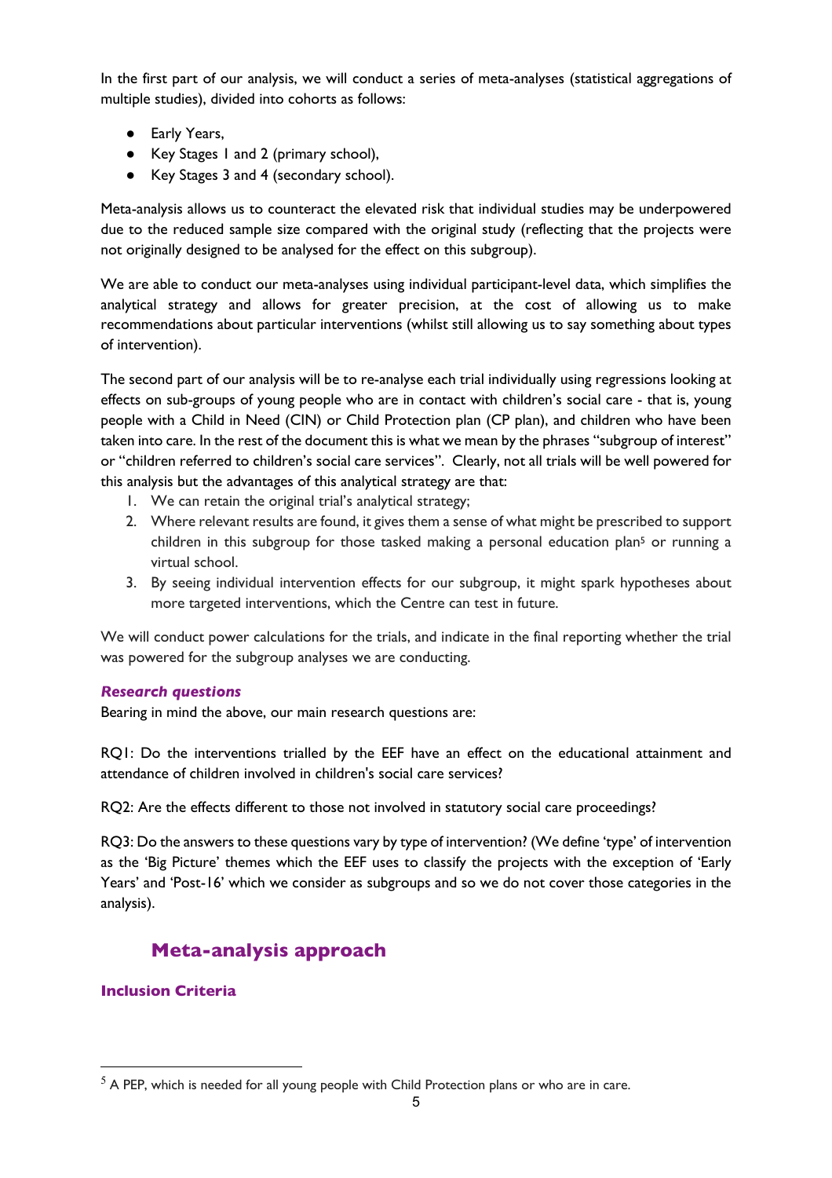In the first part of our analysis, we will conduct a series of meta-analyses (statistical aggregations of multiple studies), divided into cohorts as follows:

- Early Years,
- Key Stages 1 and 2 (primary school),
- Key Stages 3 and 4 (secondary school).

Meta-analysis allows us to counteract the elevated risk that individual studies may be underpowered due to the reduced sample size compared with the original study (reflecting that the projects were not originally designed to be analysed for the effect on this subgroup).

We are able to conduct our meta-analyses using individual participant-level data, which simplifies the analytical strategy and allows for greater precision, at the cost of allowing us to make recommendations about particular interventions (whilst still allowing us to say something about types of intervention).

The second part of our analysis will be to re-analyse each trial individually using regressions looking at effects on sub-groups of young people who are in contact with children's social care - that is, young people with a Child in Need (CIN) or Child Protection plan (CP plan), and children who have been taken into care. In the rest of the document this is what we mean by the phrases "subgroup of interest" or "children referred to children's social care services". Clearly, not all trials will be well powered for this analysis but the advantages of this analytical strategy are that:

1. We can retain the original trial's analytical strategy;
2. Where relevant results are found, it gives them a sense of what might be prescribed to support children in this subgroup for those tasked making a personal education plan[5] or running a virtual school.
3. By seeing individual intervention effects for our subgroup, it might spark hypotheses about more targeted interventions, which the Centre can test in future.

We will conduct power calculations for the trials, and indicate in the final reporting whether the trial was powered for the subgroup analyses we are conducting.

### *Research questions*

Bearing in mind the above, our main research questions are:

RQ1: Do the interventions trialled by the EEF have an effect on the educational attainment and attendance of children involved in children's social care services?

RQ2: Are the effects different to those not involved in statutory social care proceedings?

RQ3: Do the answers to these questions vary by type of intervention? (We define 'type' of intervention as the 'Big Picture' themes which the EEF uses to classify the projects with the exception of 'Early Years' and 'Post-16' which we consider as subgroups and so we do not cover those categories in the analysis).

## Meta-analysis approach

### Inclusion Criteria

[5] A PEP, which is needed for all young people with Child Protection plans or who are in care.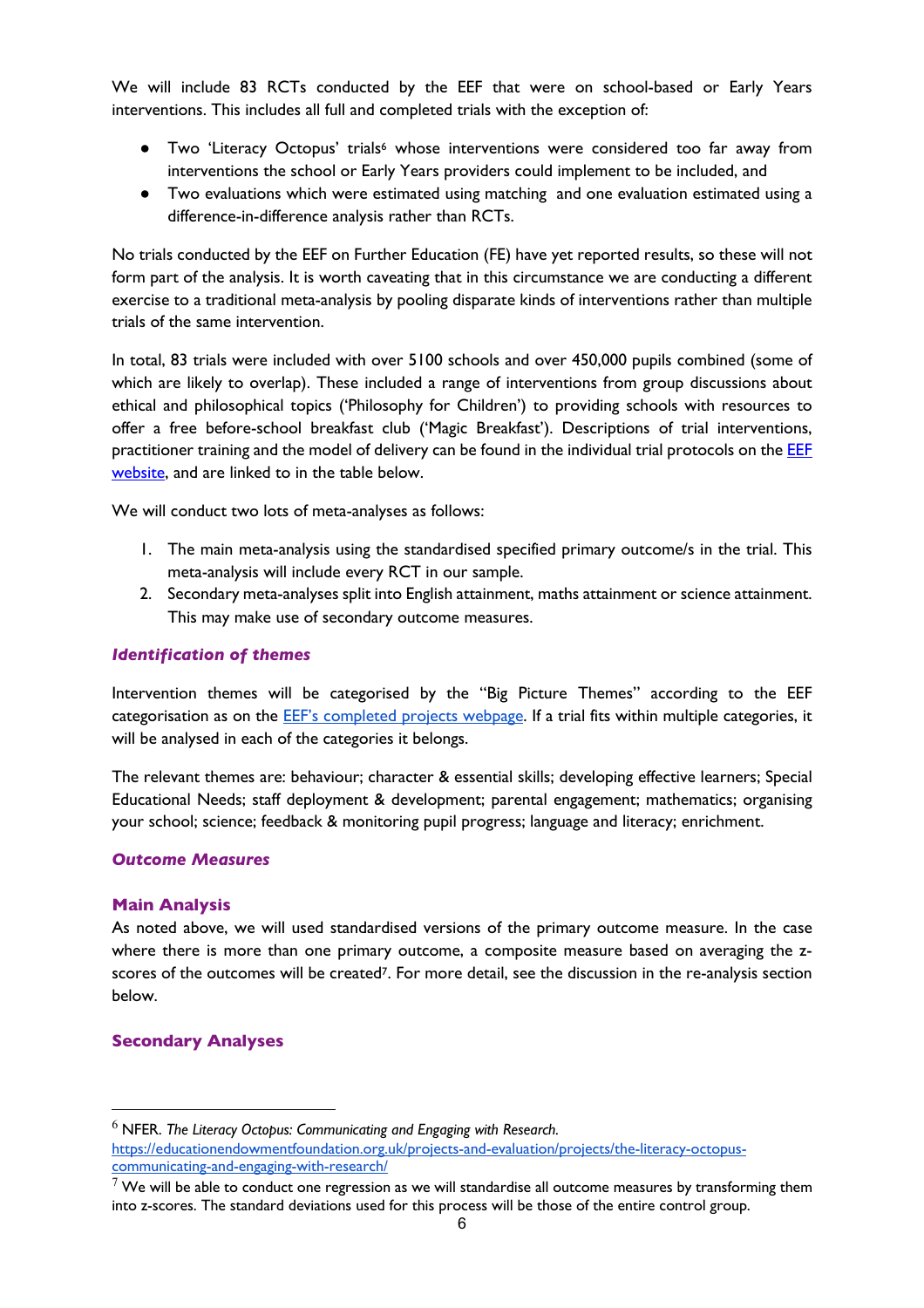We will include 83 RCTs conducted by the EEF that were on school-based or Early Years interventions. This includes all full and completed trials with the exception of:

- Two 'Literacy Octopus' trials[6] whose interventions were considered too far away from interventions the school or Early Years providers could implement to be included, and
- Two evaluations which were estimated using matching and one evaluation estimated using a difference-in-difference analysis rather than RCTs.

No trials conducted by the EEF on Further Education (FE) have yet reported results, so these will not form part of the analysis. It is worth caveating that in this circumstance we are conducting a different exercise to a traditional meta-analysis by pooling disparate kinds of interventions rather than multiple trials of the same intervention.

In total, 83 trials were included with over 5100 schools and over 450,000 pupils combined (some of which are likely to overlap). These included a range of interventions from group discussions about ethical and philosophical topics ('Philosophy for Children') to providing schools with resources to offer a free before-school breakfast club ('Magic Breakfast'). Descriptions of trial interventions, practitioner training and the model of delivery can be found in the individual trial protocols on the [EEF website](), and are linked to in the table below.

We will conduct two lots of meta-analyses as follows:

1. The main meta-analysis using the standardised specified primary outcome/s in the trial. This meta-analysis will include every RCT in our sample.
2. Secondary meta-analyses split into English attainment, maths attainment or science attainment. This may make use of secondary outcome measures.

### *Identification of themes*

Intervention themes will be categorised by the "Big Picture Themes" according to the EEF categorisation as on the [EEF's completed projects webpage](). If a trial fits within multiple categories, it will be analysed in each of the categories it belongs.

The relevant themes are: behaviour; character & essential skills; developing effective learners; Special Educational Needs; staff deployment & development; parental engagement; mathematics; organising your school; science; feedback & monitoring pupil progress; language and literacy; enrichment.

### *Outcome Measures*

### Main Analysis

As noted above, we will used standardised versions of the primary outcome measure. In the case where there is more than one primary outcome, a composite measure based on averaging the z-scores of the outcomes will be created[7]. For more detail, see the discussion in the re-analysis section below.

### Secondary Analyses

---

[6] NFER. *The Literacy Octopus: Communicating and Engaging with Research.* https://educationendowmentfoundation.org.uk/projects-and-evaluation/projects/the-literacy-octopus-communicating-and-engaging-with-research/

[7] We will be able to conduct one regression as we will standardise all outcome measures by transforming them into z-scores. The standard deviations used for this process will be those of the entire control group.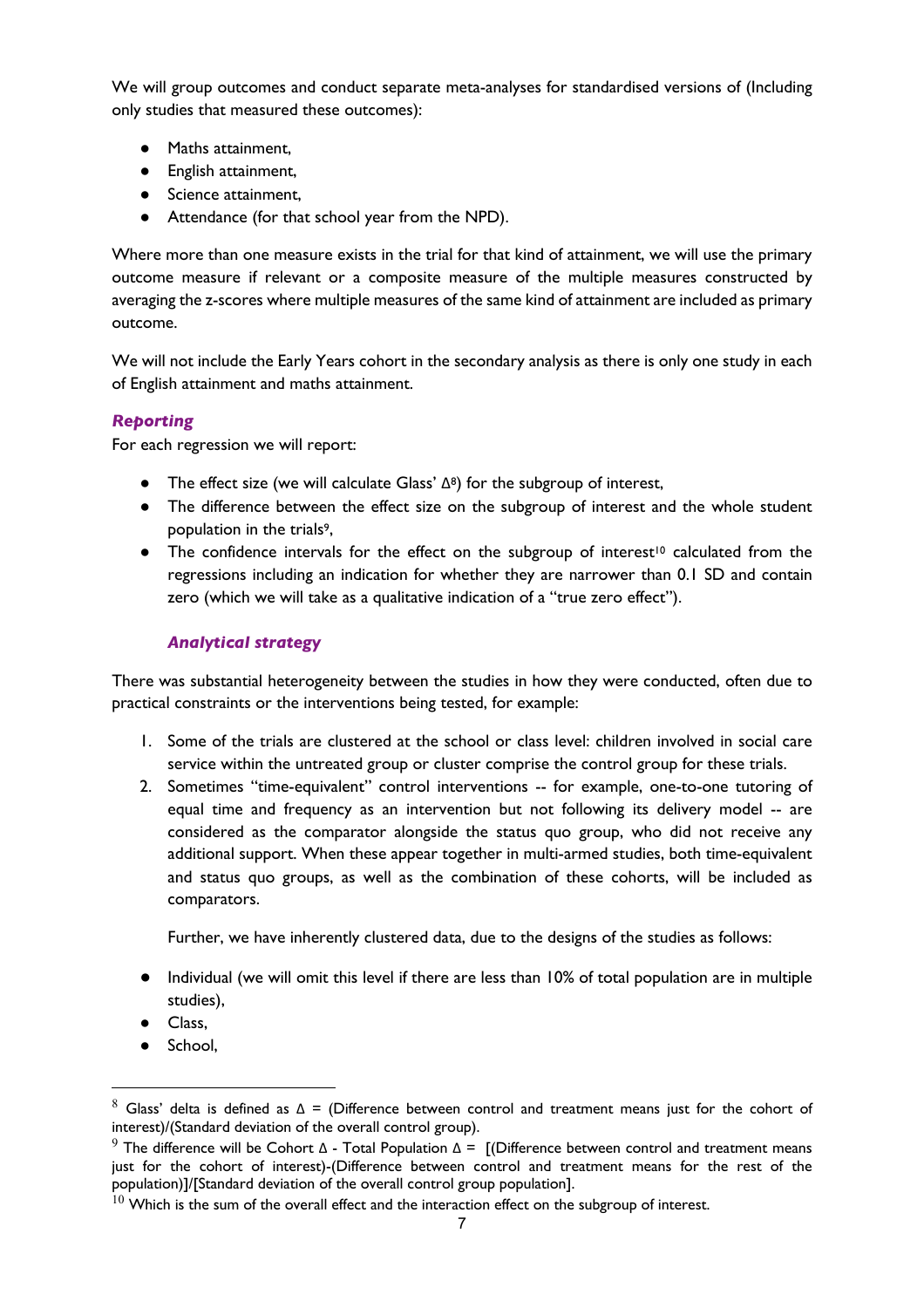We will group outcomes and conduct separate meta-analyses for standardised versions of (Including only studies that measured these outcomes):

- Maths attainment,
- English attainment,
- Science attainment,
- Attendance (for that school year from the NPD).

Where more than one measure exists in the trial for that kind of attainment, we will use the primary outcome measure if relevant or a composite measure of the multiple measures constructed by averaging the z-scores where multiple measures of the same kind of attainment are included as primary outcome.

We will not include the Early Years cohort in the secondary analysis as there is only one study in each of English attainment and maths attainment.

### *Reporting*

For each regression we will report:

- The effect size (we will calculate Glass' Δ[8]) for the subgroup of interest,
- The difference between the effect size on the subgroup of interest and the whole student population in the trials[9],
- The confidence intervals for the effect on the subgroup of interest[10] calculated from the regressions including an indication for whether they are narrower than 0.1 SD and contain zero (which we will take as a qualitative indication of a "true zero effect").

### *Analytical strategy*

There was substantial heterogeneity between the studies in how they were conducted, often due to practical constraints or the interventions being tested, for example:

1. Some of the trials are clustered at the school or class level: children involved in social care service within the untreated group or cluster comprise the control group for these trials.
2. Sometimes "time-equivalent" control interventions -- for example, one-to-one tutoring of equal time and frequency as an intervention but not following its delivery model -- are considered as the comparator alongside the status quo group, who did not receive any additional support. When these appear together in multi-armed studies, both time-equivalent and status quo groups, as well as the combination of these cohorts, will be included as comparators.

   Further, we have inherently clustered data, due to the designs of the studies as follows:

- Individual (we will omit this level if there are less than 10% of total population are in multiple studies),
- Class,
- School,

---

[8] Glass' delta is defined as Δ = (Difference between control and treatment means just for the cohort of interest)/(Standard deviation of the overall control group).

[9] The difference will be Cohort Δ - Total Population Δ = [(Difference between control and treatment means just for the cohort of interest)-(Difference between control and treatment means for the rest of the population)]/[Standard deviation of the overall control group population].

[10] Which is the sum of the overall effect and the interaction effect on the subgroup of interest.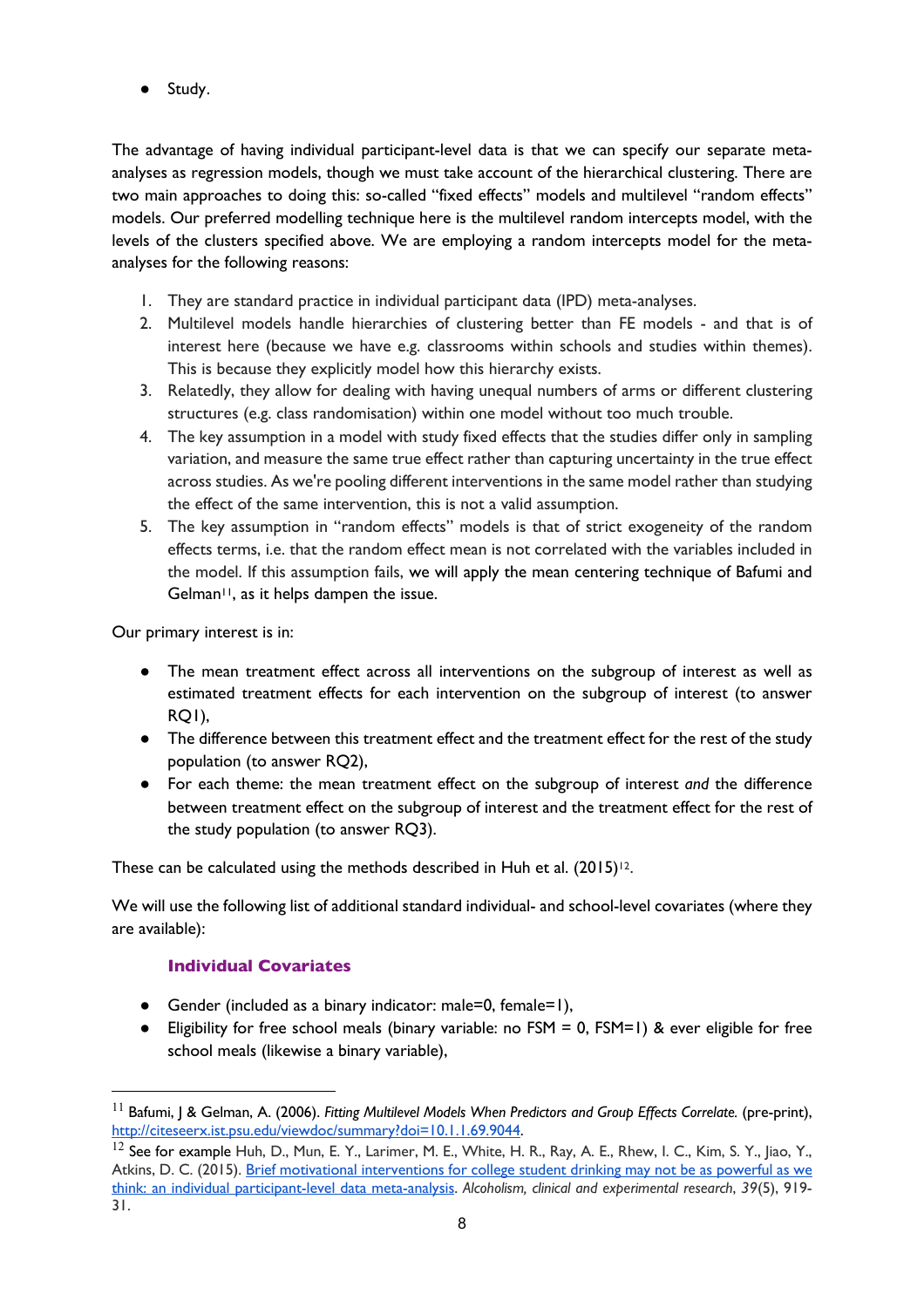- Study.

The advantage of having individual participant-level data is that we can specify our separate meta-analyses as regression models, though we must take account of the hierarchical clustering. There are two main approaches to doing this: so-called "fixed effects" models and multilevel "random effects" models. Our preferred modelling technique here is the multilevel random intercepts model, with the levels of the clusters specified above. We are employing a random intercepts model for the meta-analyses for the following reasons:

1. They are standard practice in individual participant data (IPD) meta-analyses.
2. Multilevel models handle hierarchies of clustering better than FE models - and that is of interest here (because we have e.g. classrooms within schools and studies within themes). This is because they explicitly model how this hierarchy exists.
3. Relatedly, they allow for dealing with having unequal numbers of arms or different clustering structures (e.g. class randomisation) within one model without too much trouble.
4. The key assumption in a model with study fixed effects that the studies differ only in sampling variation, and measure the same true effect rather than capturing uncertainty in the true effect across studies. As we're pooling different interventions in the same model rather than studying the effect of the same intervention, this is not a valid assumption.
5. The key assumption in "random effects" models is that of strict exogeneity of the random effects terms, i.e. that the random effect mean is not correlated with the variables included in the model. If this assumption fails, we will apply the mean centering technique of Bafumi and Gelman[11], as it helps dampen the issue.

Our primary interest is in:

- The mean treatment effect across all interventions on the subgroup of interest as well as estimated treatment effects for each intervention on the subgroup of interest (to answer RQ1),
- The difference between this treatment effect and the treatment effect for the rest of the study population (to answer RQ2),
- For each theme: the mean treatment effect on the subgroup of interest *and* the difference between treatment effect on the subgroup of interest and the treatment effect for the rest of the study population (to answer RQ3).

These can be calculated using the methods described in Huh et al. (2015)[12].

We will use the following list of additional standard individual- and school-level covariates (where they are available):

### Individual Covariates

- Gender (included as a binary indicator: male=0, female=1),
- Eligibility for free school meals (binary variable: no FSM = 0, FSM=1) & ever eligible for free school meals (likewise a binary variable),

---

[11] Bafumi, J & Gelman, A. (2006). *Fitting Multilevel Models When Predictors and Group Effects Correlate.* (pre-print), http://citeseerx.ist.psu.edu/viewdoc/summary?doi=10.1.1.69.9044.

[12] See for example Huh, D., Mun, E. Y., Larimer, M. E., White, H. R., Ray, A. E., Rhew, I. C., Kim, S. Y., Jiao, Y., Atkins, D. C. (2015). Brief motivational interventions for college student drinking may not be as powerful as we think: an individual participant-level data meta-analysis. *Alcoholism, clinical and experimental research*, *39*(5), 919-31.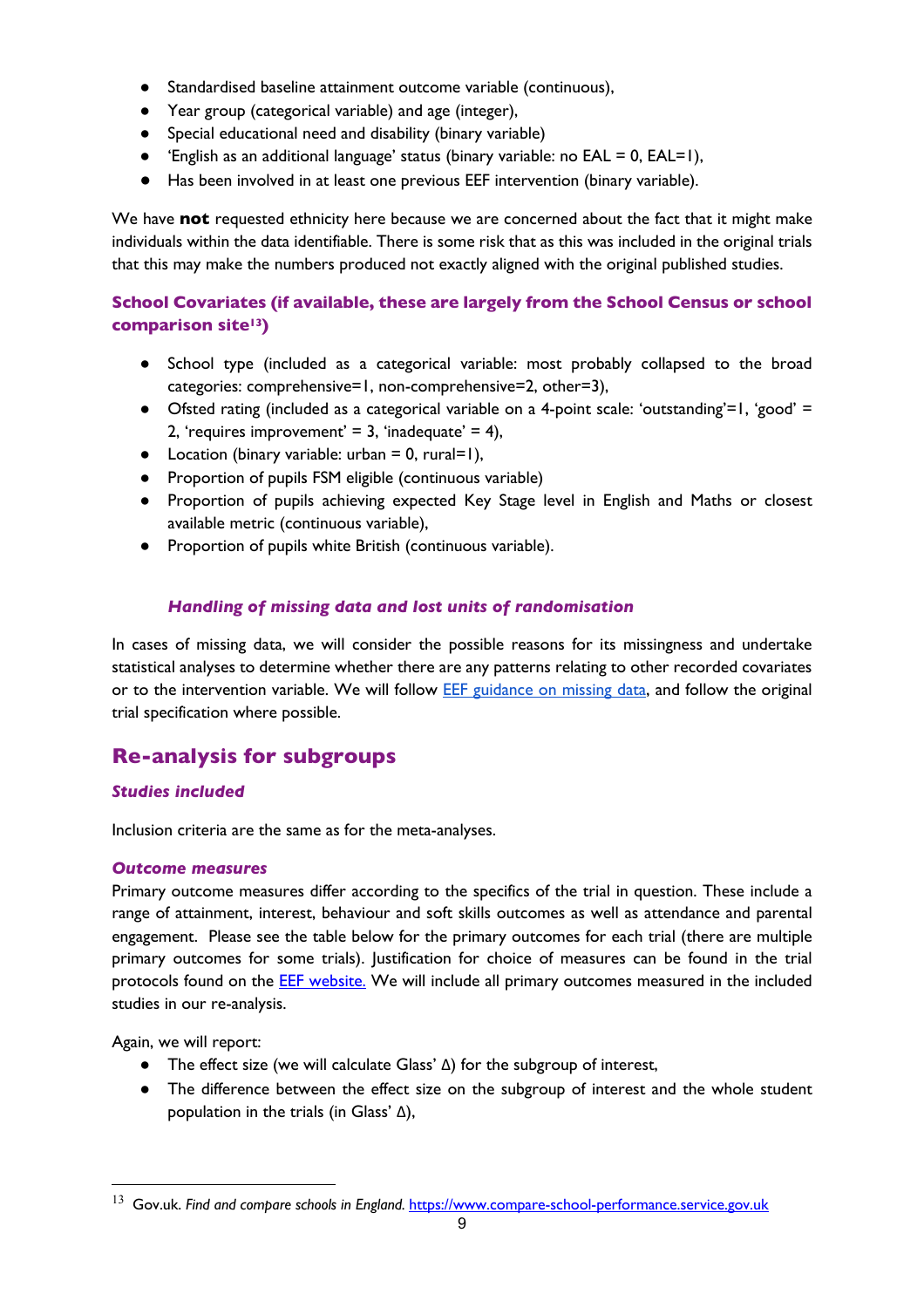- Standardised baseline attainment outcome variable (continuous),
- Year group (categorical variable) and age (integer),
- Special educational need and disability (binary variable)
- 'English as an additional language' status (binary variable: no EAL = 0, EAL=1),
- Has been involved in at least one previous EEF intervention (binary variable).

We have **not** requested ethnicity here because we are concerned about the fact that it might make individuals within the data identifiable. There is some risk that as this was included in the original trials that this may make the numbers produced not exactly aligned with the original published studies.

### School Covariates (if available, these are largely from the School Census or school comparison site[13])

- School type (included as a categorical variable: most probably collapsed to the broad categories: comprehensive=1, non-comprehensive=2, other=3),
- Ofsted rating (included as a categorical variable on a 4-point scale: 'outstanding'=1, 'good' = 2, 'requires improvement' = 3, 'inadequate' = 4),
- Location (binary variable: urban = 0, rural=1),
- Proportion of pupils FSM eligible (continuous variable)
- Proportion of pupils achieving expected Key Stage level in English and Maths or closest available metric (continuous variable),
- Proportion of pupils white British (continuous variable).

#### *Handling of missing data and lost units of randomisation*

In cases of missing data, we will consider the possible reasons for its missingness and undertake statistical analyses to determine whether there are any patterns relating to other recorded covariates or to the intervention variable. We will follow EEF guidance on missing data, and follow the original trial specification where possible.

## Re-analysis for subgroups

### *Studies included*

Inclusion criteria are the same as for the meta-analyses.

### *Outcome measures*

Primary outcome measures differ according to the specifics of the trial in question. These include a range of attainment, interest, behaviour and soft skills outcomes as well as attendance and parental engagement. Please see the table below for the primary outcomes for each trial (there are multiple primary outcomes for some trials). Justification for choice of measures can be found in the trial protocols found on the EEF website. We will include all primary outcomes measured in the included studies in our re-analysis.

Again, we will report:

- The effect size (we will calculate Glass' Δ) for the subgroup of interest,
- The difference between the effect size on the subgroup of interest and the whole student population in the trials (in Glass' Δ),

---

[13] Gov.uk. *Find and compare schools in England.* https://www.compare-school-performance.service.gov.uk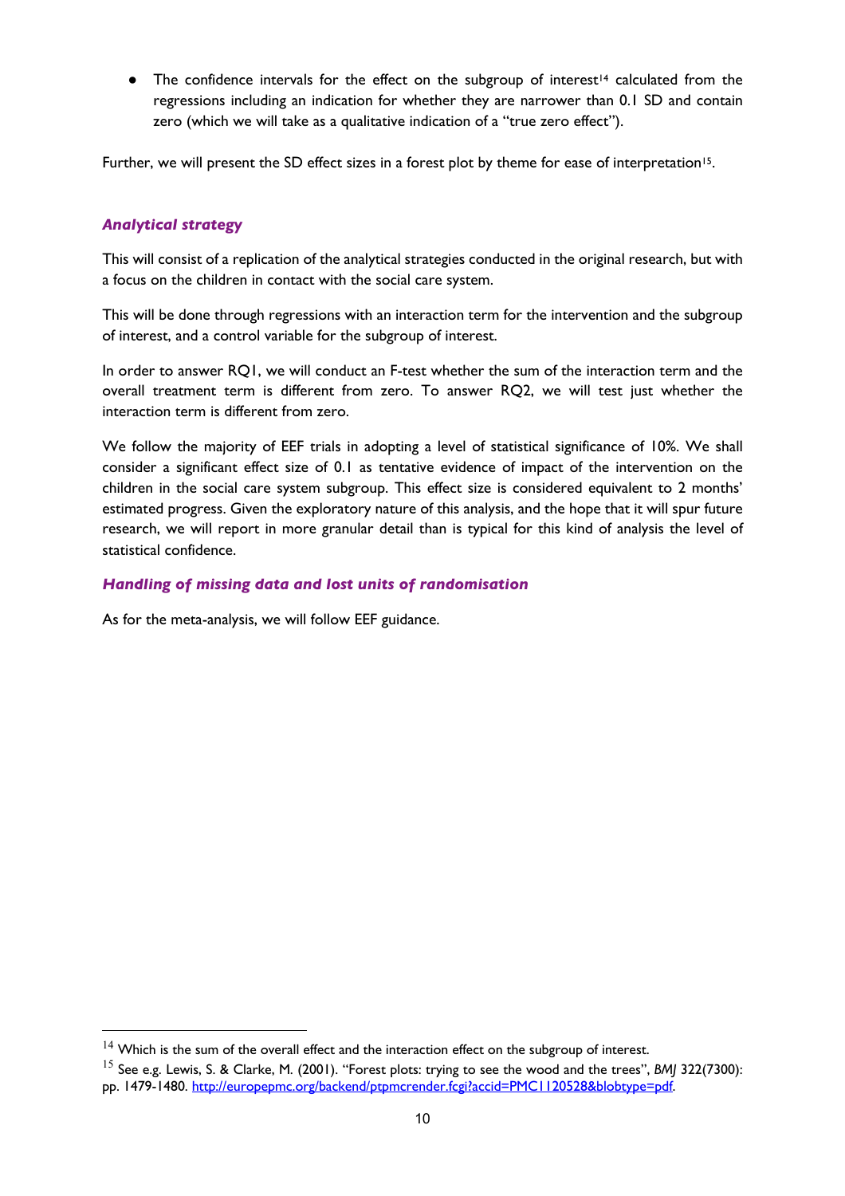- The confidence intervals for the effect on the subgroup of interest[14] calculated from the regressions including an indication for whether they are narrower than 0.1 SD and contain zero (which we will take as a qualitative indication of a "true zero effect").

Further, we will present the SD effect sizes in a forest plot by theme for ease of interpretation[15].

### *Analytical strategy*

This will consist of a replication of the analytical strategies conducted in the original research, but with a focus on the children in contact with the social care system.

This will be done through regressions with an interaction term for the intervention and the subgroup of interest, and a control variable for the subgroup of interest.

In order to answer RQ1, we will conduct an F-test whether the sum of the interaction term and the overall treatment term is different from zero. To answer RQ2, we will test just whether the interaction term is different from zero.

We follow the majority of EEF trials in adopting a level of statistical significance of 10%. We shall consider a significant effect size of 0.1 as tentative evidence of impact of the intervention on the children in the social care system subgroup. This effect size is considered equivalent to 2 months' estimated progress. Given the exploratory nature of this analysis, and the hope that it will spur future research, we will report in more granular detail than is typical for this kind of analysis the level of statistical confidence.

### *Handling of missing data and lost units of randomisation*

As for the meta-analysis, we will follow EEF guidance.

---

[14] Which is the sum of the overall effect and the interaction effect on the subgroup of interest.

[15] See e.g. Lewis, S. & Clarke, M. (2001). "Forest plots: trying to see the wood and the trees", *BMJ* 322(7300): pp. 1479-1480. http://europepmc.org/backend/ptpmcrender.fcgi?accid=PMC1120528&blobtype=pdf.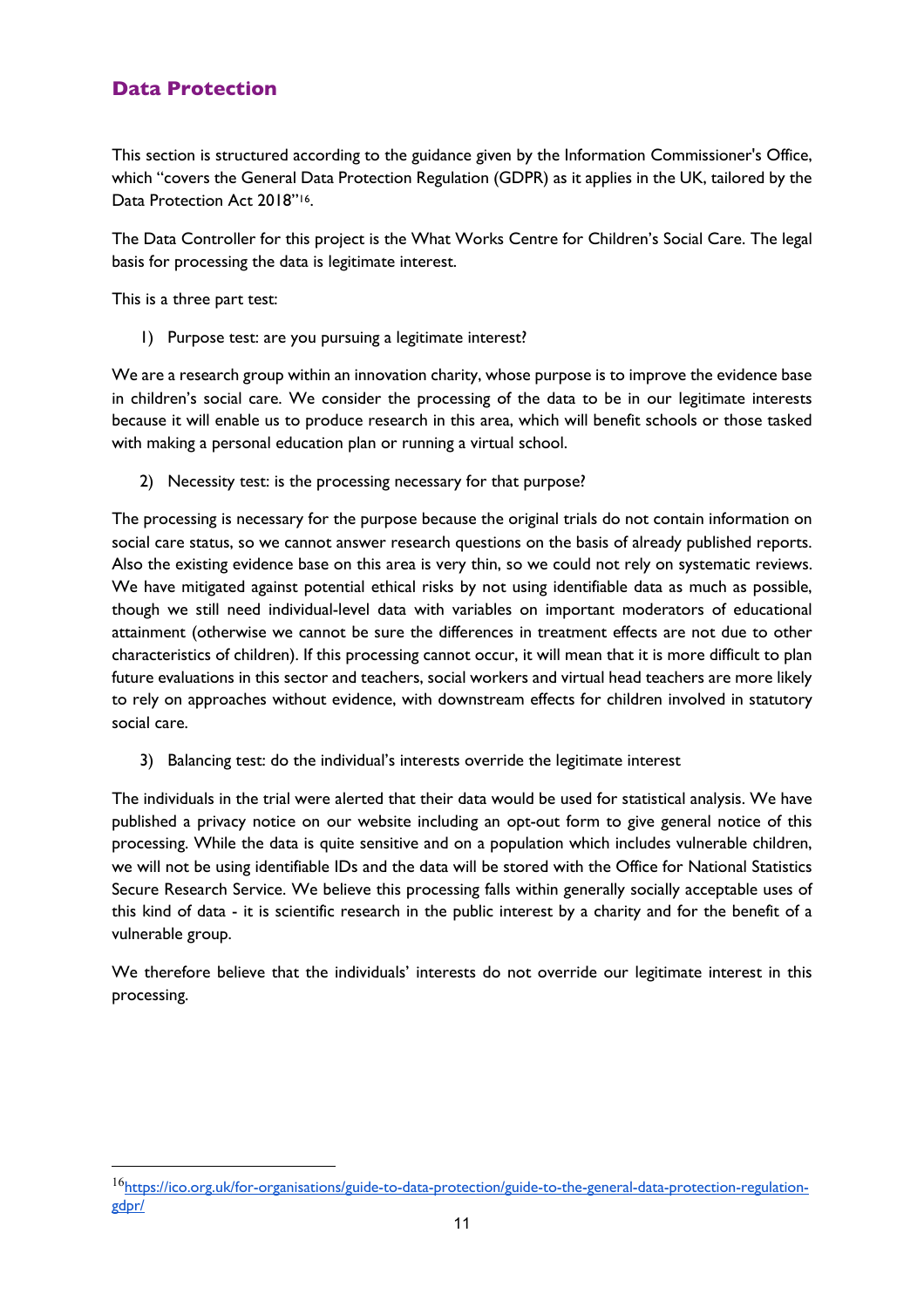## Data Protection

This section is structured according to the guidance given by the Information Commissioner's Office, which "covers the General Data Protection Regulation (GDPR) as it applies in the UK, tailored by the Data Protection Act 2018"[16].

The Data Controller for this project is the What Works Centre for Children's Social Care. The legal basis for processing the data is legitimate interest.

This is a three part test:

1) Purpose test: are you pursuing a legitimate interest?

We are a research group within an innovation charity, whose purpose is to improve the evidence base in children's social care. We consider the processing of the data to be in our legitimate interests because it will enable us to produce research in this area, which will benefit schools or those tasked with making a personal education plan or running a virtual school.

2) Necessity test: is the processing necessary for that purpose?

The processing is necessary for the purpose because the original trials do not contain information on social care status, so we cannot answer research questions on the basis of already published reports. Also the existing evidence base on this area is very thin, so we could not rely on systematic reviews. We have mitigated against potential ethical risks by not using identifiable data as much as possible, though we still need individual-level data with variables on important moderators of educational attainment (otherwise we cannot be sure the differences in treatment effects are not due to other characteristics of children). If this processing cannot occur, it will mean that it is more difficult to plan future evaluations in this sector and teachers, social workers and virtual head teachers are more likely to rely on approaches without evidence, with downstream effects for children involved in statutory social care.

3) Balancing test: do the individual's interests override the legitimate interest

The individuals in the trial were alerted that their data would be used for statistical analysis. We have published a privacy notice on our website including an opt-out form to give general notice of this processing. While the data is quite sensitive and on a population which includes vulnerable children, we will not be using identifiable IDs and the data will be stored with the Office for National Statistics Secure Research Service. We believe this processing falls within generally socially acceptable uses of this kind of data - it is scientific research in the public interest by a charity and for the benefit of a vulnerable group.

We therefore believe that the individuals' interests do not override our legitimate interest in this processing.

---

[16] https://ico.org.uk/for-organisations/guide-to-data-protection/guide-to-the-general-data-protection-regulation-gdpr/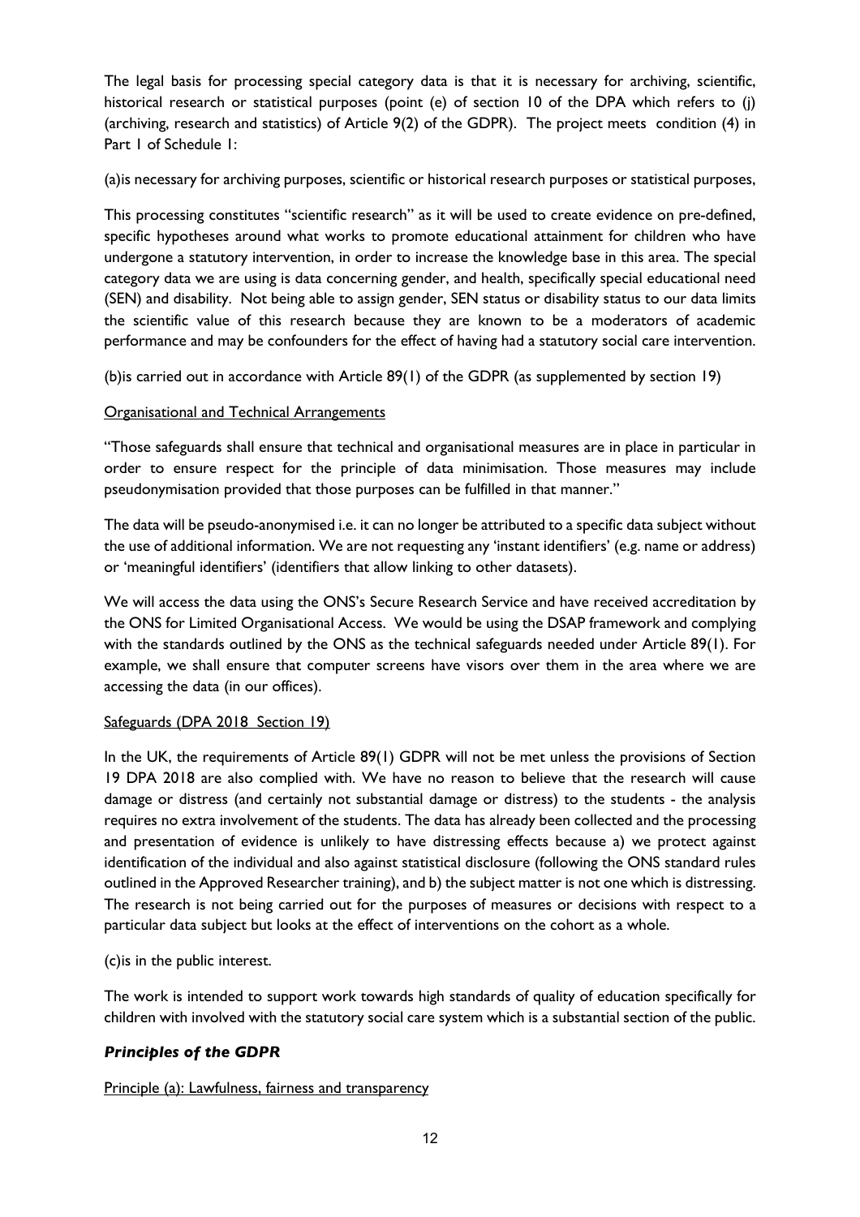The legal basis for processing special category data is that it is necessary for archiving, scientific, historical research or statistical purposes (point (e) of section 10 of the DPA which refers to (j) (archiving, research and statistics) of Article 9(2) of the GDPR). The project meets condition (4) in Part 1 of Schedule 1:

(a)is necessary for archiving purposes, scientific or historical research purposes or statistical purposes,

This processing constitutes "scientific research" as it will be used to create evidence on pre-defined, specific hypotheses around what works to promote educational attainment for children who have undergone a statutory intervention, in order to increase the knowledge base in this area. The special category data we are using is data concerning gender, and health, specifically special educational need (SEN) and disability. Not being able to assign gender, SEN status or disability status to our data limits the scientific value of this research because they are known to be a moderators of academic performance and may be confounders for the effect of having had a statutory social care intervention.

(b)is carried out in accordance with Article 89(1) of the GDPR (as supplemented by section 19)

Organisational and Technical Arrangements

"Those safeguards shall ensure that technical and organisational measures are in place in particular in order to ensure respect for the principle of data minimisation. Those measures may include pseudonymisation provided that those purposes can be fulfilled in that manner."

The data will be pseudo-anonymised i.e. it can no longer be attributed to a specific data subject without the use of additional information. We are not requesting any 'instant identifiers' (e.g. name or address) or 'meaningful identifiers' (identifiers that allow linking to other datasets).

We will access the data using the ONS's Secure Research Service and have received accreditation by the ONS for Limited Organisational Access. We would be using the DSAP framework and complying with the standards outlined by the ONS as the technical safeguards needed under Article 89(1). For example, we shall ensure that computer screens have visors over them in the area where we are accessing the data (in our offices).

Safeguards (DPA 2018 Section 19)

In the UK, the requirements of Article 89(1) GDPR will not be met unless the provisions of Section 19 DPA 2018 are also complied with. We have no reason to believe that the research will cause damage or distress (and certainly not substantial damage or distress) to the students - the analysis requires no extra involvement of the students. The data has already been collected and the processing and presentation of evidence is unlikely to have distressing effects because a) we protect against identification of the individual and also against statistical disclosure (following the ONS standard rules outlined in the Approved Researcher training), and b) the subject matter is not one which is distressing. The research is not being carried out for the purposes of measures or decisions with respect to a particular data subject but looks at the effect of interventions on the cohort as a whole.

(c)is in the public interest.

The work is intended to support work towards high standards of quality of education specifically for children with involved with the statutory social care system which is a substantial section of the public.

### *Principles of the GDPR*

Principle (a): Lawfulness, fairness and transparency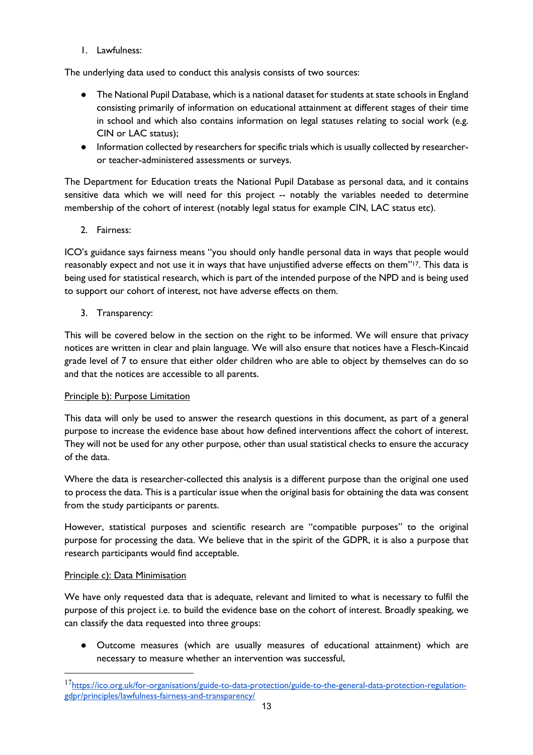1. Lawfulness:

The underlying data used to conduct this analysis consists of two sources:

- The National Pupil Database, which is a national dataset for students at state schools in England consisting primarily of information on educational attainment at different stages of their time in school and which also contains information on legal statuses relating to social work (e.g. CIN or LAC status);
- Information collected by researchers for specific trials which is usually collected by researcher- or teacher-administered assessments or surveys.

The Department for Education treats the National Pupil Database as personal data, and it contains sensitive data which we will need for this project -- notably the variables needed to determine membership of the cohort of interest (notably legal status for example CIN, LAC status etc).

2. Fairness:

ICO's guidance says fairness means "you should only handle personal data in ways that people would reasonably expect and not use it in ways that have unjustified adverse effects on them"[17]. This data is being used for statistical research, which is part of the intended purpose of the NPD and is being used to support our cohort of interest, not have adverse effects on them.

3. Transparency:

This will be covered below in the section on the right to be informed. We will ensure that privacy notices are written in clear and plain language. We will also ensure that notices have a Flesch-Kincaid grade level of 7 to ensure that either older children who are able to object by themselves can do so and that the notices are accessible to all parents.

Principle b): Purpose Limitation

This data will only be used to answer the research questions in this document, as part of a general purpose to increase the evidence base about how defined interventions affect the cohort of interest. They will not be used for any other purpose, other than usual statistical checks to ensure the accuracy of the data.

Where the data is researcher-collected this analysis is a different purpose than the original one used to process the data. This is a particular issue when the original basis for obtaining the data was consent from the study participants or parents.

However, statistical purposes and scientific research are "compatible purposes" to the original purpose for processing the data. We believe that in the spirit of the GDPR, it is also a purpose that research participants would find acceptable.

Principle c): Data Minimisation

We have only requested data that is adequate, relevant and limited to what is necessary to fulfil the purpose of this project i.e. to build the evidence base on the cohort of interest. Broadly speaking, we can classify the data requested into three groups:

- Outcome measures (which are usually measures of educational attainment) which are necessary to measure whether an intervention was successful,

[17] https://ico.org.uk/for-organisations/guide-to-data-protection/guide-to-the-general-data-protection-regulation-gdpr/principles/lawfulness-fairness-and-transparency/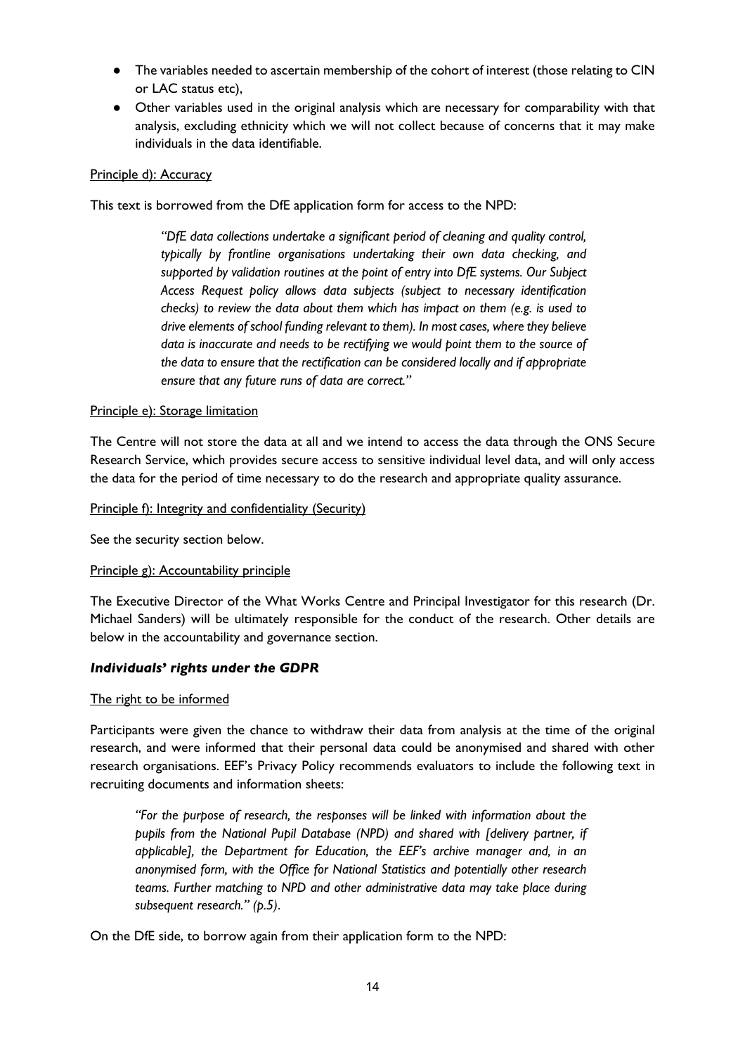- The variables needed to ascertain membership of the cohort of interest (those relating to CIN or LAC status etc),
- Other variables used in the original analysis which are necessary for comparability with that analysis, excluding ethnicity which we will not collect because of concerns that it may make individuals in the data identifiable.

Principle d): Accuracy

This text is borrowed from the DfE application form for access to the NPD:

> *"DfE data collections undertake a significant period of cleaning and quality control, typically by frontline organisations undertaking their own data checking, and supported by validation routines at the point of entry into DfE systems. Our Subject Access Request policy allows data subjects (subject to necessary identification checks) to review the data about them which has impact on them (e.g. is used to drive elements of school funding relevant to them). In most cases, where they believe data is inaccurate and needs to be rectifying we would point them to the source of the data to ensure that the rectification can be considered locally and if appropriate ensure that any future runs of data are correct."*

Principle e): Storage limitation

The Centre will not store the data at all and we intend to access the data through the ONS Secure Research Service, which provides secure access to sensitive individual level data, and will only access the data for the period of time necessary to do the research and appropriate quality assurance.

Principle f): Integrity and confidentiality (Security)

See the security section below.

Principle g): Accountability principle

The Executive Director of the What Works Centre and Principal Investigator for this research (Dr. Michael Sanders) will be ultimately responsible for the conduct of the research. Other details are below in the accountability and governance section.

### *Individuals' rights under the GDPR*

The right to be informed

Participants were given the chance to withdraw their data from analysis at the time of the original research, and were informed that their personal data could be anonymised and shared with other research organisations. EEF's Privacy Policy recommends evaluators to include the following text in recruiting documents and information sheets:

> *"For the purpose of research, the responses will be linked with information about the pupils from the National Pupil Database (NPD) and shared with [delivery partner, if applicable], the Department for Education, the EEF's archive manager and, in an anonymised form, with the Office for National Statistics and potentially other research teams. Further matching to NPD and other administrative data may take place during subsequent research." (p.5).*

On the DfE side, to borrow again from their application form to the NPD: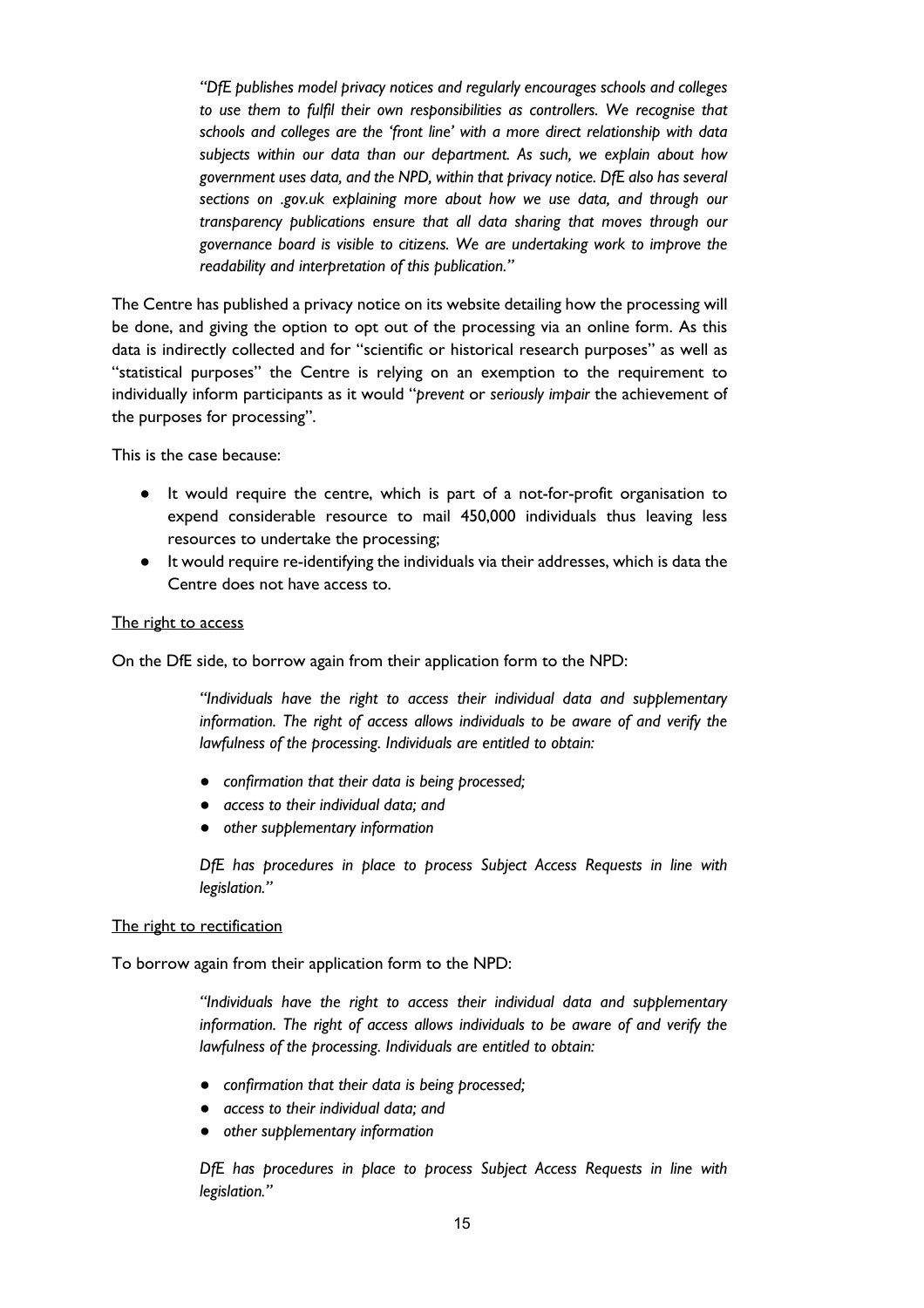> *"DfE publishes model privacy notices and regularly encourages schools and colleges to use them to fulfil their own responsibilities as controllers. We recognise that schools and colleges are the 'front line' with a more direct relationship with data subjects within our data than our department. As such, we explain about how government uses data, and the NPD, within that privacy notice. DfE also has several sections on .gov.uk explaining more about how we use data, and through our transparency publications ensure that all data sharing that moves through our governance board is visible to citizens. We are undertaking work to improve the readability and interpretation of this publication."*

The Centre has published a privacy notice on its website detailing how the processing will be done, and giving the option to opt out of the processing via an online form. As this data is indirectly collected and for "scientific or historical research purposes" as well as "statistical purposes" the Centre is relying on an exemption to the requirement to individually inform participants as it would "*prevent* or *seriously impair* the achievement of the purposes for processing".

This is the case because:

- It would require the centre, which is part of a not-for-profit organisation to expend considerable resource to mail 450,000 individuals thus leaving less resources to undertake the processing;
- It would require re-identifying the individuals via their addresses, which is data the Centre does not have access to.

<u>The right to access</u>

On the DfE side, to borrow again from their application form to the NPD:

> *"Individuals have the right to access their individual data and supplementary information. The right of access allows individuals to be aware of and verify the lawfulness of the processing. Individuals are entitled to obtain:*
>
> - *confirmation that their data is being processed;*
> - *access to their individual data; and*
> - *other supplementary information*
>
> *DfE has procedures in place to process Subject Access Requests in line with legislation."*

<u>The right to rectification</u>

To borrow again from their application form to the NPD:

> *"Individuals have the right to access their individual data and supplementary information. The right of access allows individuals to be aware of and verify the lawfulness of the processing. Individuals are entitled to obtain:*
>
> - *confirmation that their data is being processed;*
> - *access to their individual data; and*
> - *other supplementary information*
>
> *DfE has procedures in place to process Subject Access Requests in line with legislation."*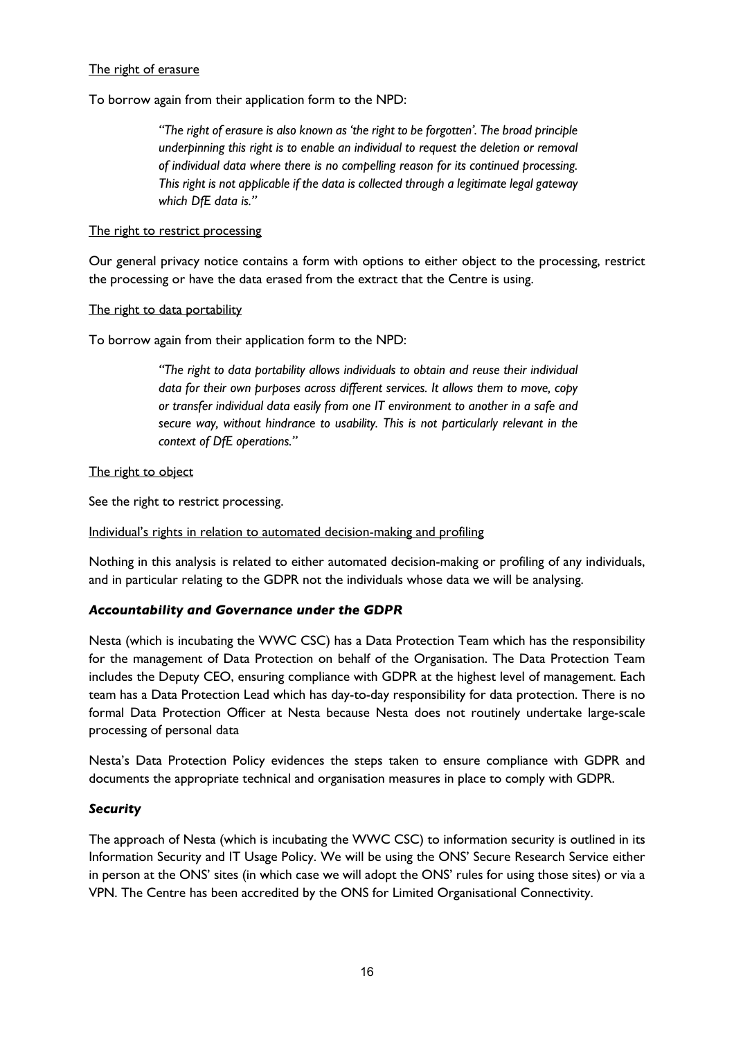The right of erasure

To borrow again from their application form to the NPD:

> *"The right of erasure is also known as 'the right to be forgotten'. The broad principle underpinning this right is to enable an individual to request the deletion or removal of individual data where there is no compelling reason for its continued processing. This right is not applicable if the data is collected through a legitimate legal gateway which DfE data is."*

The right to restrict processing

Our general privacy notice contains a form with options to either object to the processing, restrict the processing or have the data erased from the extract that the Centre is using.

The right to data portability

To borrow again from their application form to the NPD:

> *"The right to data portability allows individuals to obtain and reuse their individual data for their own purposes across different services. It allows them to move, copy or transfer individual data easily from one IT environment to another in a safe and secure way, without hindrance to usability. This is not particularly relevant in the context of DfE operations."*

The right to object

See the right to restrict processing.

Individual's rights in relation to automated decision-making and profiling

Nothing in this analysis is related to either automated decision-making or profiling of any individuals, and in particular relating to the GDPR not the individuals whose data we will be analysing.

### *Accountability and Governance under the GDPR*

Nesta (which is incubating the WWC CSC) has a Data Protection Team which has the responsibility for the management of Data Protection on behalf of the Organisation. The Data Protection Team includes the Deputy CEO, ensuring compliance with GDPR at the highest level of management. Each team has a Data Protection Lead which has day-to-day responsibility for data protection. There is no formal Data Protection Officer at Nesta because Nesta does not routinely undertake large-scale processing of personal data

Nesta's Data Protection Policy evidences the steps taken to ensure compliance with GDPR and documents the appropriate technical and organisation measures in place to comply with GDPR.

### *Security*

The approach of Nesta (which is incubating the WWC CSC) to information security is outlined in its Information Security and IT Usage Policy. We will be using the ONS' Secure Research Service either in person at the ONS' sites (in which case we will adopt the ONS' rules for using those sites) or via a VPN. The Centre has been accredited by the ONS for Limited Organisational Connectivity.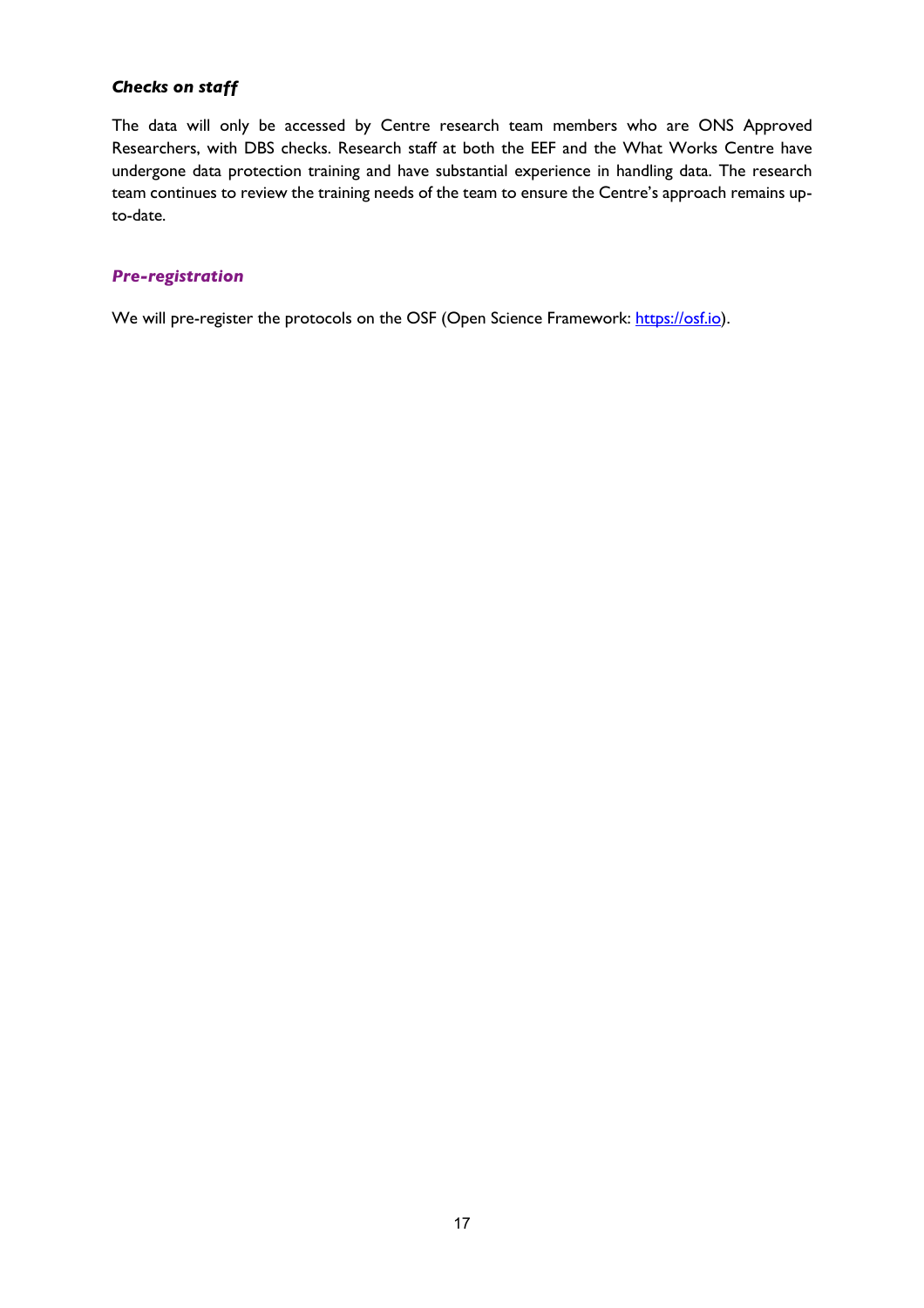### *Checks on staff*

The data will only be accessed by Centre research team members who are ONS Approved Researchers, with DBS checks. Research staff at both the EEF and the What Works Centre have undergone data protection training and have substantial experience in handling data. The research team continues to review the training needs of the team to ensure the Centre's approach remains up-to-date.

### *Pre-registration*

We will pre-register the protocols on the OSF (Open Science Framework: [https://osf.io](https://osf.io)).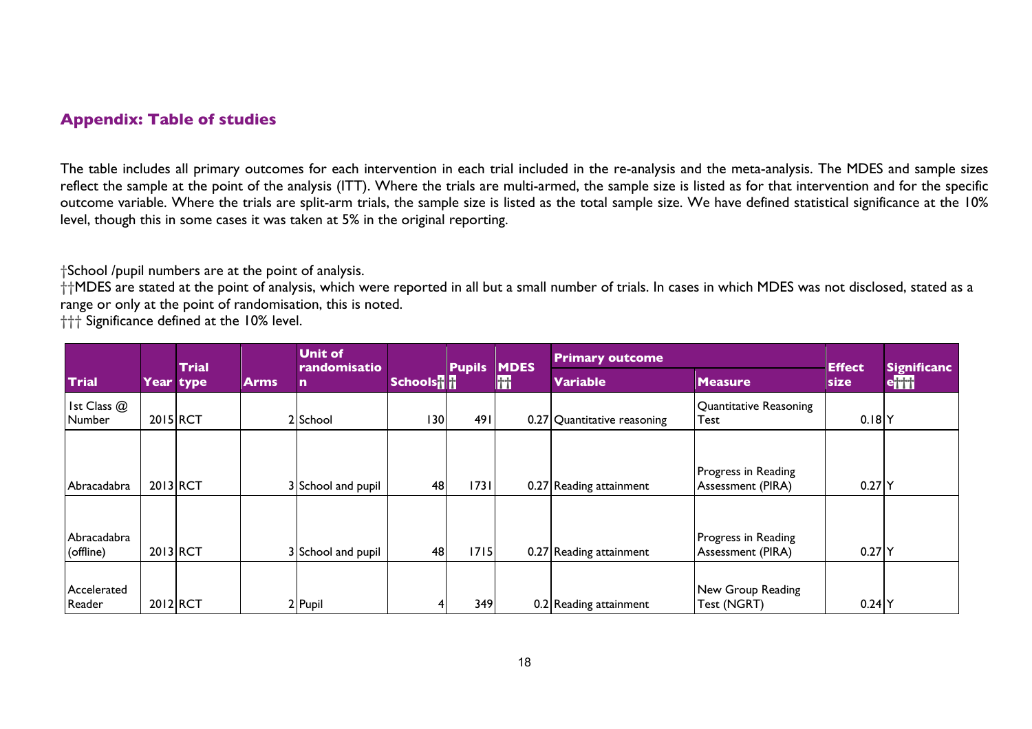## Appendix: Table of studies

The table includes all primary outcomes for each intervention in each trial included in the re-analysis and the meta-analysis. The MDES and sample sizes reflect the sample at the point of the analysis (ITT). Where the trials are multi-armed, the sample size is listed as for that intervention and for the specific outcome variable. Where the trials are split-arm trials, the sample size is listed as the total sample size. We have defined statistical significance at the 10% level, though this in some cases it was taken at 5% in the original reporting.

†School /pupil numbers are at the point of analysis.
††MDES are stated at the point of analysis, which were reported in all but a small number of trials. In cases in which MDES was not disclosed, stated as a range or only at the point of randomisation, this is noted.
††† Significance defined at the 10% level.

| Trial | Year | Trial type | Arms | Unit of randomisation | Schools†† | Pupils | MDES †† | Primary outcome | | Effect size | Significance††† |
|---|---|---|---|---|---|---|---|---|---|---|---|
| | | | | | | | | Variable | Measure | | |
| 1st Class @ Number | 2015 | RCT | 2 | School | 130 | 491 | 0.27 | Quantitative reasoning | Quantitative Reasoning Test | 0.18 | Y |
| Abracadabra | 2013 | RCT | 3 | School and pupil | 48 | 1731 | 0.27 | Reading attainment | Progress in Reading Assessment (PIRA) | 0.27 | Y |
| Abracadabra (offline) | 2013 | RCT | 3 | School and pupil | 48 | 1715 | 0.27 | Reading attainment | Progress in Reading Assessment (PIRA) | 0.27 | Y |
| Accelerated Reader | 2012 | RCT | 2 | Pupil | 4 | 349 | 0.2 | Reading attainment | New Group Reading Test (NGRT) | 0.24 | Y |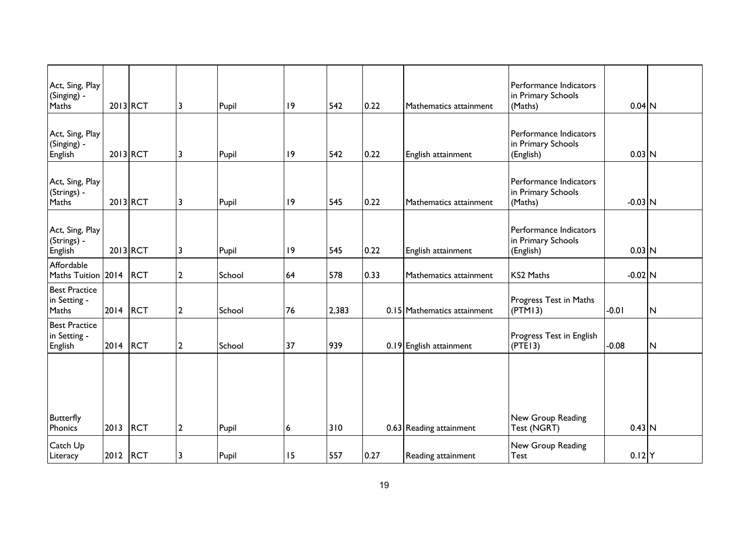| | | | | | | | | | | | |
|---|---|---|---|---|---|---|---|---|---|---|---|
| Act, Sing, Play (Singing) - Maths | 2013 | RCT | 3 | Pupil | 19 | 542 | 0.22 | Mathematics attainment | Performance Indicators in Primary Schools (Maths) | 0.04 | N |
| Act, Sing, Play (Singing) - English | 2013 | RCT | 3 | Pupil | 19 | 542 | 0.22 | English attainment | Performance Indicators in Primary Schools (English) | 0.03 | N |
| Act, Sing, Play (Strings) - Maths | 2013 | RCT | 3 | Pupil | 19 | 545 | 0.22 | Mathematics attainment | Performance Indicators in Primary Schools (Maths) | -0.03 | N |
| Act, Sing, Play (Strings) - English | 2013 | RCT | 3 | Pupil | 19 | 545 | 0.22 | English attainment | Performance Indicators in Primary Schools (English) | 0.03 | N |
| Affordable Maths Tuition | 2014 | RCT | 2 | School | 64 | 578 | 0.33 | Mathematics attainment | KS2 Maths | -0.02 | N |
| Best Practice in Setting - Maths | 2014 | RCT | 2 | School | 76 | 2,383 | 0.15 | Mathematics attainment | Progress Test in Maths (PTM13) | -0.01 | N |
| Best Practice in Setting - English | 2014 | RCT | 2 | School | 37 | 939 | 0.19 | English attainment | Progress Test in English (PTE13) | -0.08 | N |
| Butterfly Phonics | 2013 | RCT | 2 | Pupil | 6 | 310 | 0.63 | Reading attainment | New Group Reading Test (NGRT) | 0.43 | N |
| Catch Up Literacy | 2012 | RCT | 3 | Pupil | 15 | 557 | 0.27 | Reading attainment | New Group Reading Test | 0.12 | Y |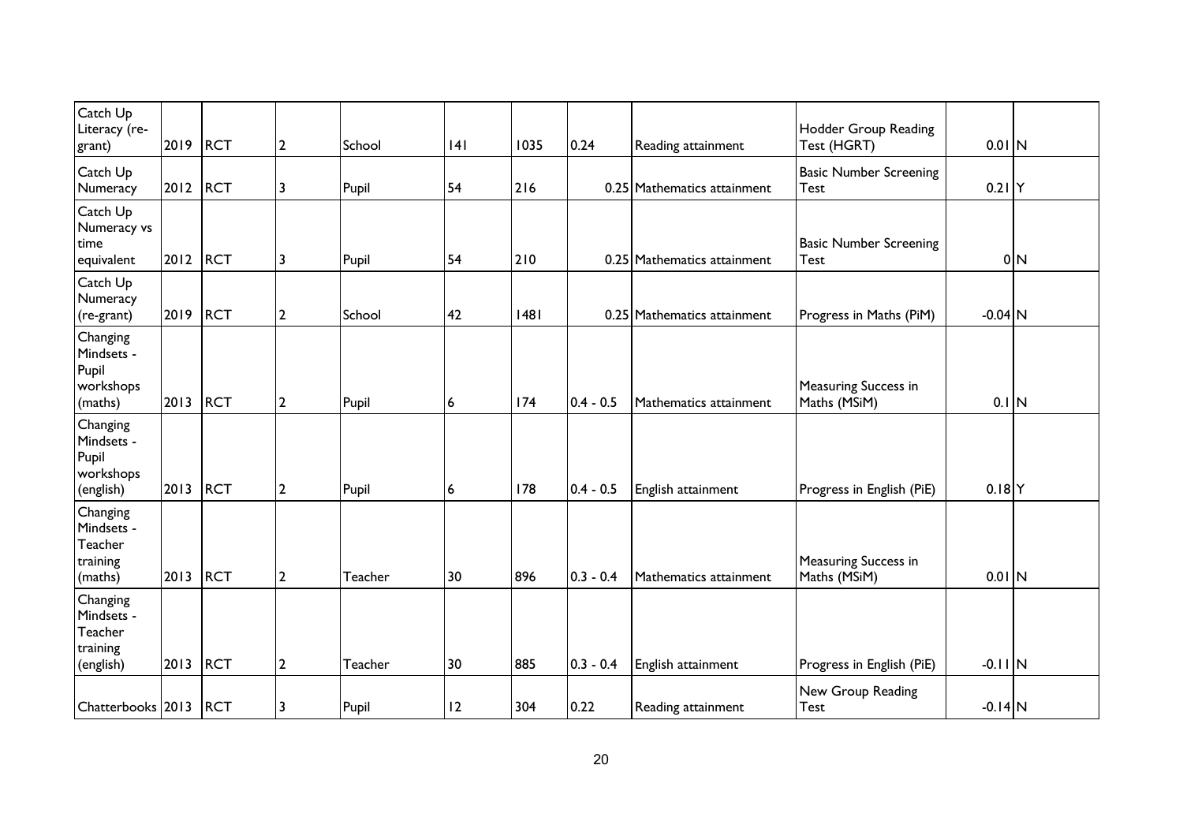| | | | | | | | | | | | |
|---|---|---|---|---|---|---|---|---|---|---|---|
| Catch Up Literacy (re-grant) | 2019 | RCT | 2 | School | 141 | 1035 | 0.24 | Reading attainment | Hodder Group Reading Test (HGRT) | 0.01 | N |
| Catch Up Numeracy | 2012 | RCT | 3 | Pupil | 54 | 216 | 0.25 | Mathematics attainment | Basic Number Screening Test | 0.21 | Y |
| Catch Up Numeracy vs time equivalent | 2012 | RCT | 3 | Pupil | 54 | 210 | 0.25 | Mathematics attainment | Basic Number Screening Test | 0 | N |
| Catch Up Numeracy (re-grant) | 2019 | RCT | 2 | School | 42 | 1481 | 0.25 | Mathematics attainment | Progress in Maths (PiM) | -0.04 | N |
| Changing Mindsets - Pupil workshops (maths) | 2013 | RCT | 2 | Pupil | 6 | 174 | 0.4 - 0.5 | Mathematics attainment | Measuring Success in Maths (MSiM) | 0.1 | N |
| Changing Mindsets - Pupil workshops (english) | 2013 | RCT | 2 | Pupil | 6 | 178 | 0.4 - 0.5 | English attainment | Progress in English (PiE) | 0.18 | Y |
| Changing Mindsets - Teacher training (maths) | 2013 | RCT | 2 | Teacher | 30 | 896 | 0.3 - 0.4 | Mathematics attainment | Measuring Success in Maths (MSiM) | 0.01 | N |
| Changing Mindsets - Teacher training (english) | 2013 | RCT | 2 | Teacher | 30 | 885 | 0.3 - 0.4 | English attainment | Progress in English (PiE) | -0.11 | N |
| Chatterbooks | 2013 | RCT | 3 | Pupil | 12 | 304 | 0.22 | Reading attainment | New Group Reading Test | -0.14 | N |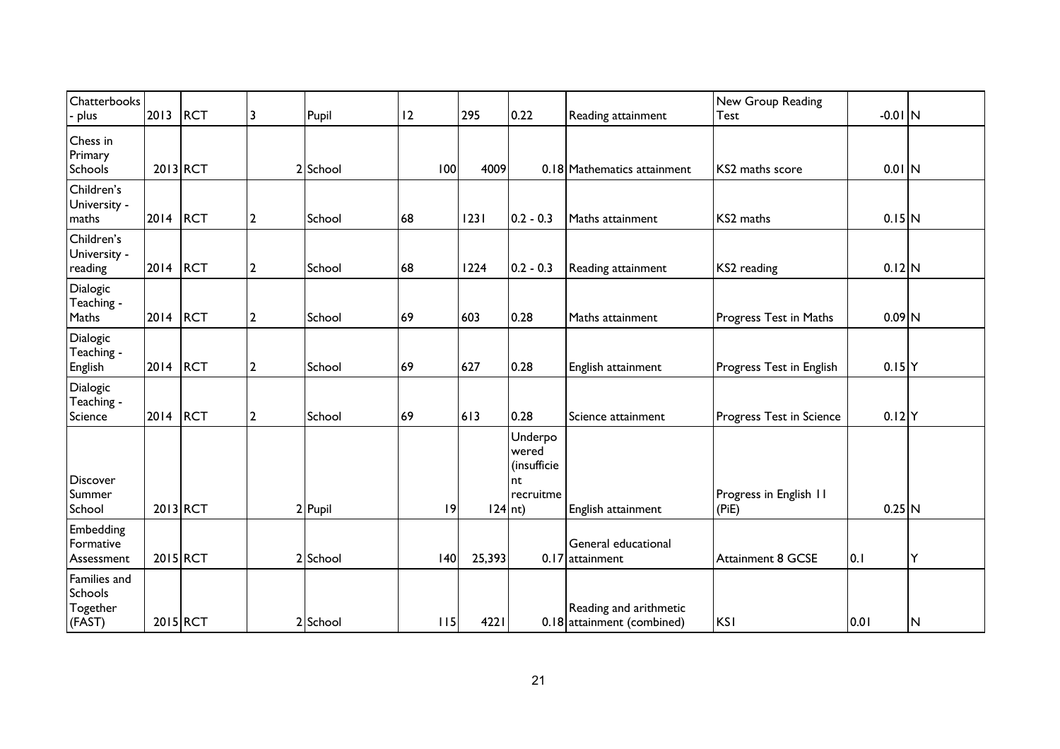| Chatterbooks - plus | 2013 | RCT | 3 | Pupil | 12 | 295 | 0.22 | Reading attainment | New Group Reading Test | -0.01 | N |
|---|---|---|---|---|---|---|---|---|---|---|---|
| Chess in Primary Schools | 2013 | RCT | 2 | School | 100 | 4009 | 0.18 | Mathematics attainment | KS2 maths score | 0.01 | N |
| Children's University - maths | 2014 | RCT | 2 | School | 68 | 1231 | 0.2 - 0.3 | Maths attainment | KS2 maths | 0.15 | N |
| Children's University - reading | 2014 | RCT | 2 | School | 68 | 1224 | 0.2 - 0.3 | Reading attainment | KS2 reading | 0.12 | N |
| Dialogic Teaching - Maths | 2014 | RCT | 2 | School | 69 | 603 | 0.28 | Maths attainment | Progress Test in Maths | 0.09 | N |
| Dialogic Teaching - English | 2014 | RCT | 2 | School | 69 | 627 | 0.28 | English attainment | Progress Test in English | 0.15 | Y |
| Dialogic Teaching - Science | 2014 | RCT | 2 | School | 69 | 613 | 0.28 | Science attainment | Progress Test in Science | 0.12 | Y |
| Discover Summer School | 2013 | RCT | 2 | Pupil | 19 | 124 | Underpowered (insufficient recruitment) | English attainment | Progress in English 11 (PiE) | 0.25 | N |
| Embedding Formative Assessment | 2015 | RCT | 2 | School | 140 | 25,393 | 0.17 | General educational attainment | Attainment 8 GCSE | 0.1 | Y |
| Families and Schools Together (FAST) | 2015 | RCT | 2 | School | 115 | 4221 | 0.18 | Reading and arithmetic attainment (combined) | KS1 | 0.01 | N |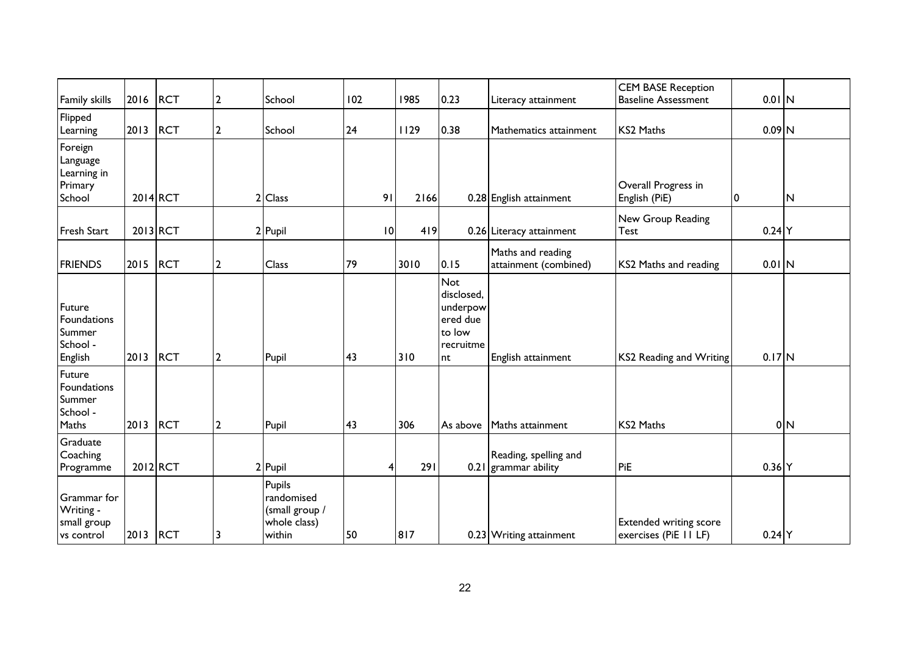| | | | | | | | | | | | |
|---|---|---|---|---|---|---|---|---|---|---|---|
| Family skills | 2016 | RCT | 2 | School | 102 | 1985 | 0.23 | Literacy attainment | CEM BASE Reception Baseline Assessment | 0.01 | N |
| Flipped Learning | 2013 | RCT | 2 | School | 24 | 1129 | 0.38 | Mathematics attainment | KS2 Maths | 0.09 | N |
| Foreign Language Learning in Primary School | 2014 | RCT | 2 | Class | 91 | 2166 | 0.28 | English attainment | Overall Progress in English (PiE) | 0 | N |
| Fresh Start | 2013 | RCT | 2 | Pupil | 10 | 419 | 0.26 | Literacy attainment | New Group Reading Test | 0.24 | Y |
| FRIENDS | 2015 | RCT | 2 | Class | 79 | 3010 | 0.15 | Maths and reading attainment (combined) | KS2 Maths and reading | 0.01 | N |
| Future Foundations Summer School - English | 2013 | RCT | 2 | Pupil | 43 | 310 | Not disclosed, underpowered due to low recruitment | English attainment | KS2 Reading and Writing | 0.17 | N |
| Future Foundations Summer School - Maths | 2013 | RCT | 2 | Pupil | 43 | 306 | As above | Maths attainment | KS2 Maths | 0 | N |
| Graduate Coaching Programme | 2012 | RCT | 2 | Pupil | 4 | 291 | 0.21 | Reading, spelling and grammar ability | PiE | 0.36 | Y |
| Grammar for Writing - small group vs control | 2013 | RCT | 3 | Pupils randomised (small group / whole class) within | 50 | 817 | 0.23 | Writing attainment | Extended writing score exercises (PiE 11 LF) | 0.24 | Y |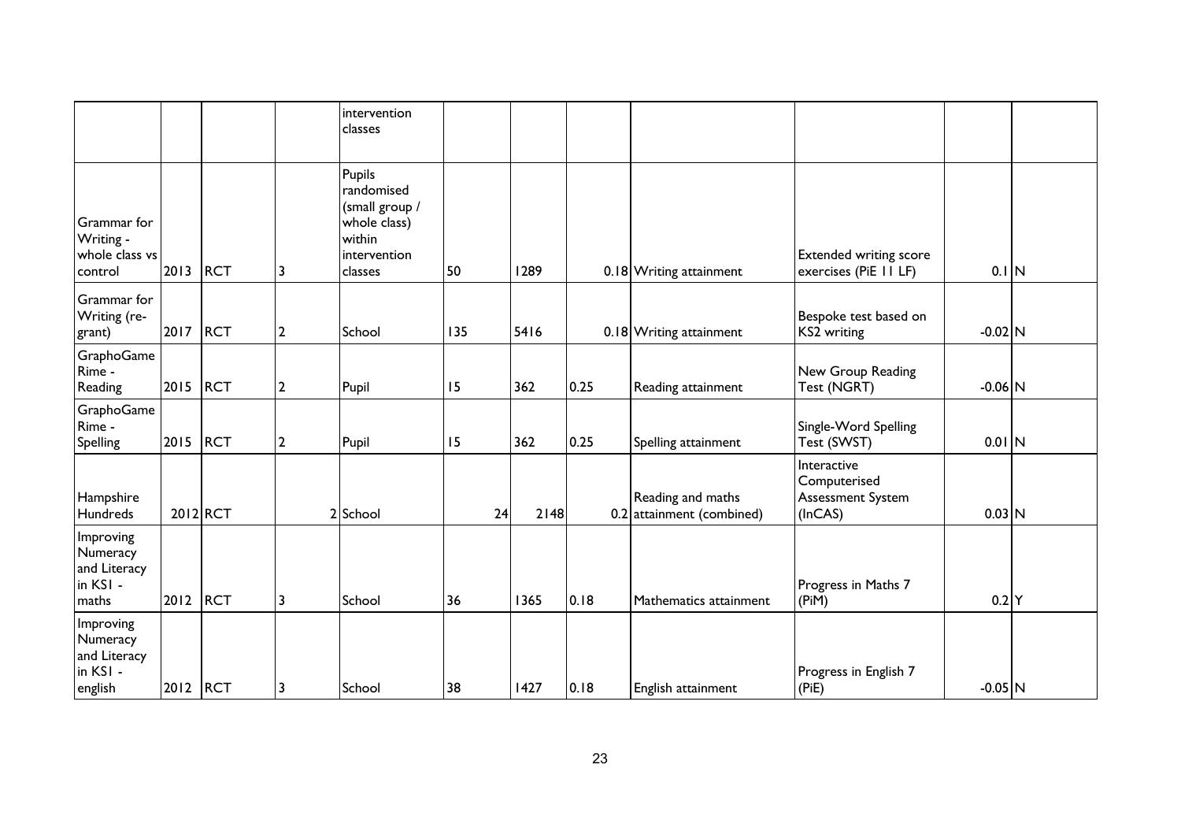| | | | | | | | | | | | |
|---|---|---|---|---|---|---|---|---|---|---|---|
| | | | | intervention classes | | | | | | | |
| Grammar for Writing - whole class vs control | 2013 | RCT | 3 | Pupils randomised (small group / whole class) within intervention classes | 50 | 1289 | 0.18 | Writing attainment | Extended writing score exercises (PiE 11 LF) | 0.1 | N |
| Grammar for Writing (re-grant) | 2017 | RCT | 2 | School | 135 | 5416 | 0.18 | Writing attainment | Bespoke test based on KS2 writing | -0.02 | N |
| GraphoGame Rime - Reading | 2015 | RCT | 2 | Pupil | 15 | 362 | 0.25 | Reading attainment | New Group Reading Test (NGRT) | -0.06 | N |
| GraphoGame Rime - Spelling | 2015 | RCT | 2 | Pupil | 15 | 362 | 0.25 | Spelling attainment | Single-Word Spelling Test (SWST) | 0.01 | N |
| Hampshire Hundreds | 2012 | RCT | 2 | School | 24 | 2148 | 0.2 | Reading and maths attainment (combined) | Interactive Computerised Assessment System (InCAS) | 0.03 | N |
| Improving Numeracy and Literacy in KS1 - maths | 2012 | RCT | 3 | School | 36 | 1365 | 0.18 | Mathematics attainment | Progress in Maths 7 (PiM) | 0.2 | Y |
| Improving Numeracy and Literacy in KS1 - english | 2012 | RCT | 3 | School | 38 | 1427 | 0.18 | English attainment | Progress in English 7 (PiE) | -0.05 | N |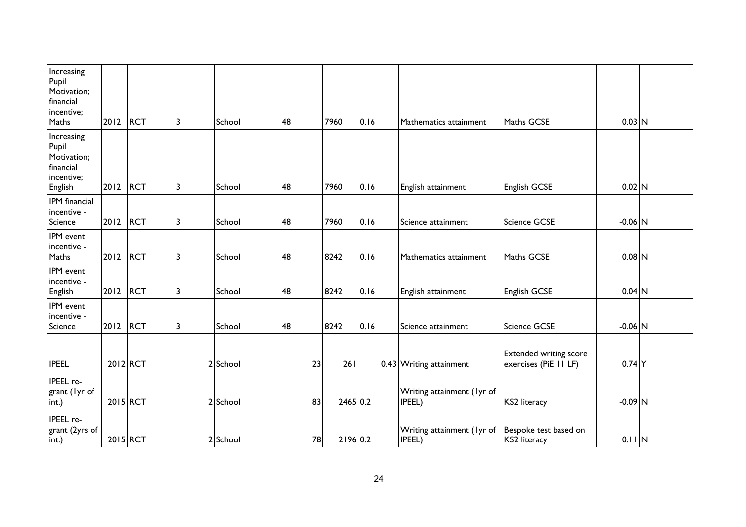| | | | | | | | | | | | |
|---|---|---|---|---|---|---|---|---|---|---|---|
| Increasing Pupil Motivation; financial incentive; Maths | 2012 | RCT | 3 | School | 48 | 7960 | 0.16 | Mathematics attainment | Maths GCSE | 0.03 | N |
| Increasing Pupil Motivation; financial incentive; English | 2012 | RCT | 3 | School | 48 | 7960 | 0.16 | English attainment | English GCSE | 0.02 | N |
| IPM financial incentive - Science | 2012 | RCT | 3 | School | 48 | 7960 | 0.16 | Science attainment | Science GCSE | -0.06 | N |
| IPM event incentive - Maths | 2012 | RCT | 3 | School | 48 | 8242 | 0.16 | Mathematics attainment | Maths GCSE | 0.08 | N |
| IPM event incentive - English | 2012 | RCT | 3 | School | 48 | 8242 | 0.16 | English attainment | English GCSE | 0.04 | N |
| IPM event incentive - Science | 2012 | RCT | 3 | School | 48 | 8242 | 0.16 | Science attainment | Science GCSE | -0.06 | N |
| IPEEL | 2012 | RCT | 2 | School | 23 | 261 | 0.43 | Writing attainment | Extended writing score exercises (PiE 11 LF) | 0.74 | Y |
| IPEEL re-grant (1yr of int.) | 2015 | RCT | 2 | School | 83 | 2465 | 0.2 | Writing attainment (1yr of IPEEL) | KS2 literacy | -0.09 | N |
| IPEEL re-grant (2yrs of int.) | 2015 | RCT | 2 | School | 78 | 2196 | 0.2 | Writing attainment (1yr of IPEEL) | Bespoke test based on KS2 literacy | 0.11 | N |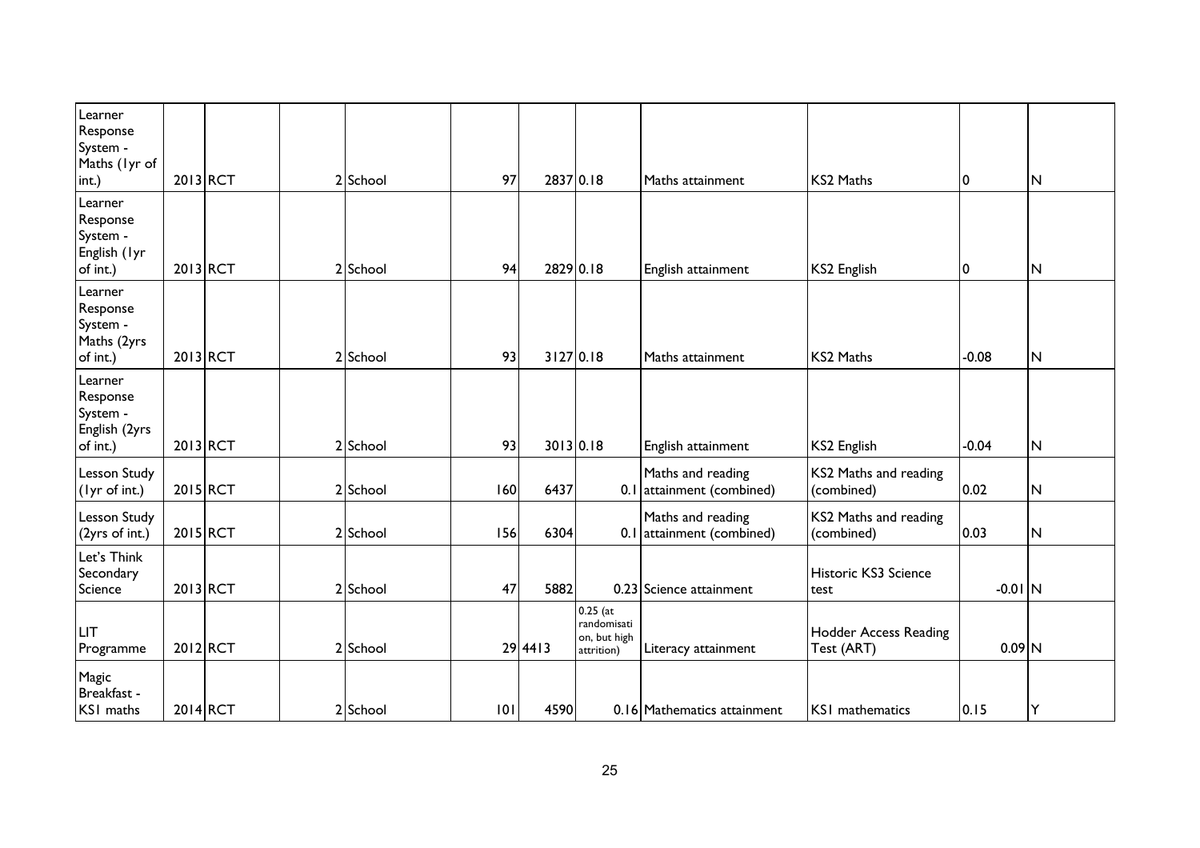| | | | | | | | | | | | |
|---|---|---|---|---|---|---|---|---|---|---|---|
| Learner Response System - Maths (1yr of int.) | 2013 | RCT | 2 | School | 97 | 2837 | 0.18 | Maths attainment | KS2 Maths | 0 | N |
| Learner Response System - English (1yr of int.) | 2013 | RCT | 2 | School | 94 | 2829 | 0.18 | English attainment | KS2 English | 0 | N |
| Learner Response System - Maths (2yrs of int.) | 2013 | RCT | 2 | School | 93 | 3127 | 0.18 | Maths attainment | KS2 Maths | -0.08 | N |
| Learner Response System - English (2yrs of int.) | 2013 | RCT | 2 | School | 93 | 3013 | 0.18 | English attainment | KS2 English | -0.04 | N |
| Lesson Study (1yr of int.) | 2015 | RCT | 2 | School | 160 | 6437 | 0.1 | Maths and reading attainment (combined) | KS2 Maths and reading (combined) | 0.02 | N |
| Lesson Study (2yrs of int.) | 2015 | RCT | 2 | School | 156 | 6304 | 0.1 | Maths and reading attainment (combined) | KS2 Maths and reading (combined) | 0.03 | N |
| Let's Think Secondary Science | 2013 | RCT | 2 | School | 47 | 5882 | 0.23 | Science attainment | Historic KS3 Science test | -0.01 | N |
| LIT Programme | 2012 | RCT | 2 | School | 29 | 4413 | 0.25 (at randomisation, but high attrition) | Literacy attainment | Hodder Access Reading Test (ART) | 0.09 | N |
| Magic Breakfast - KS1 maths | 2014 | RCT | 2 | School | 101 | 4590 | 0.16 | Mathematics attainment | KS1 mathematics | 0.15 | Y |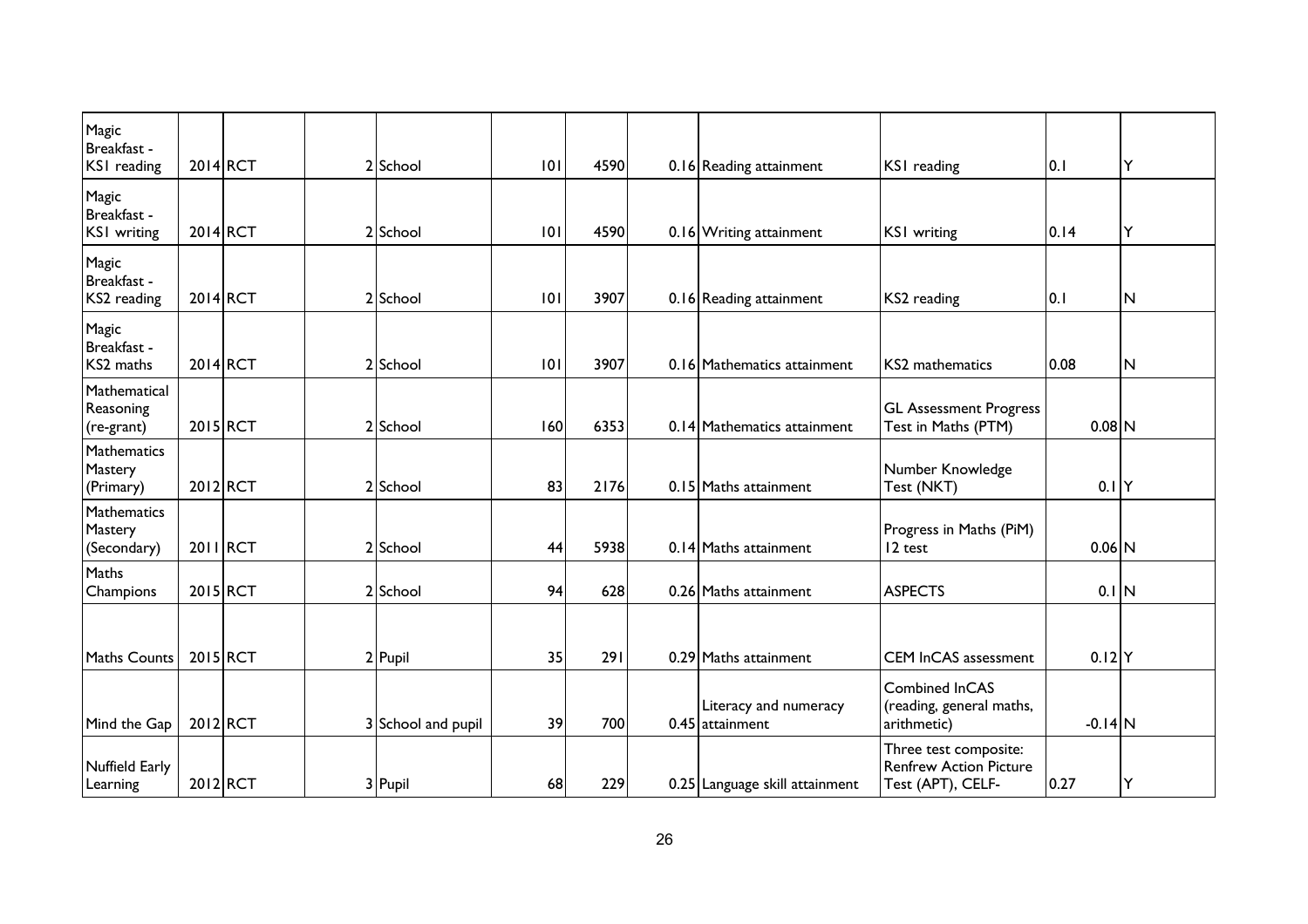| | | | | | | | | | | |
|---|---|---|---|---|---|---|---|---|---|---|
| Magic Breakfast - KS1 reading | 2014 | RCT | 2 | School | 101 | 4590 | 0.16 | Reading attainment | KS1 reading | 0.1 | Y |
| Magic Breakfast - KS1 writing | 2014 | RCT | 2 | School | 101 | 4590 | 0.16 | Writing attainment | KS1 writing | 0.14 | Y |
| Magic Breakfast - KS2 reading | 2014 | RCT | 2 | School | 101 | 3907 | 0.16 | Reading attainment | KS2 reading | 0.1 | N |
| Magic Breakfast - KS2 maths | 2014 | RCT | 2 | School | 101 | 3907 | 0.16 | Mathematics attainment | KS2 mathematics | 0.08 | N |
| Mathematical Reasoning (re-grant) | 2015 | RCT | 2 | School | 160 | 6353 | 0.14 | Mathematics attainment | GL Assessment Progress Test in Maths (PTM) | 0.08 | N |
| Mathematics Mastery (Primary) | 2012 | RCT | 2 | School | 83 | 2176 | 0.15 | Maths attainment | Number Knowledge Test (NKT) | 0.1 | Y |
| Mathematics Mastery (Secondary) | 2011 | RCT | 2 | School | 44 | 5938 | 0.14 | Maths attainment | Progress in Maths (PiM) 12 test | 0.06 | N |
| Maths Champions | 2015 | RCT | 2 | School | 94 | 628 | 0.26 | Maths attainment | ASPECTS | 0.1 | N |
| Maths Counts | 2015 | RCT | 2 | Pupil | 35 | 291 | 0.29 | Maths attainment | CEM InCAS assessment | 0.12 | Y |
| Mind the Gap | 2012 | RCT | 3 | School and pupil | 39 | 700 | 0.45 | Literacy and numeracy attainment | Combined InCAS (reading, general maths, arithmetic) | -0.14 | N |
| Nuffield Early Learning | 2012 | RCT | 3 | Pupil | 68 | 229 | 0.25 | Language skill attainment | Three test composite: Renfrew Action Picture Test (APT), CELF- | 0.27 | Y |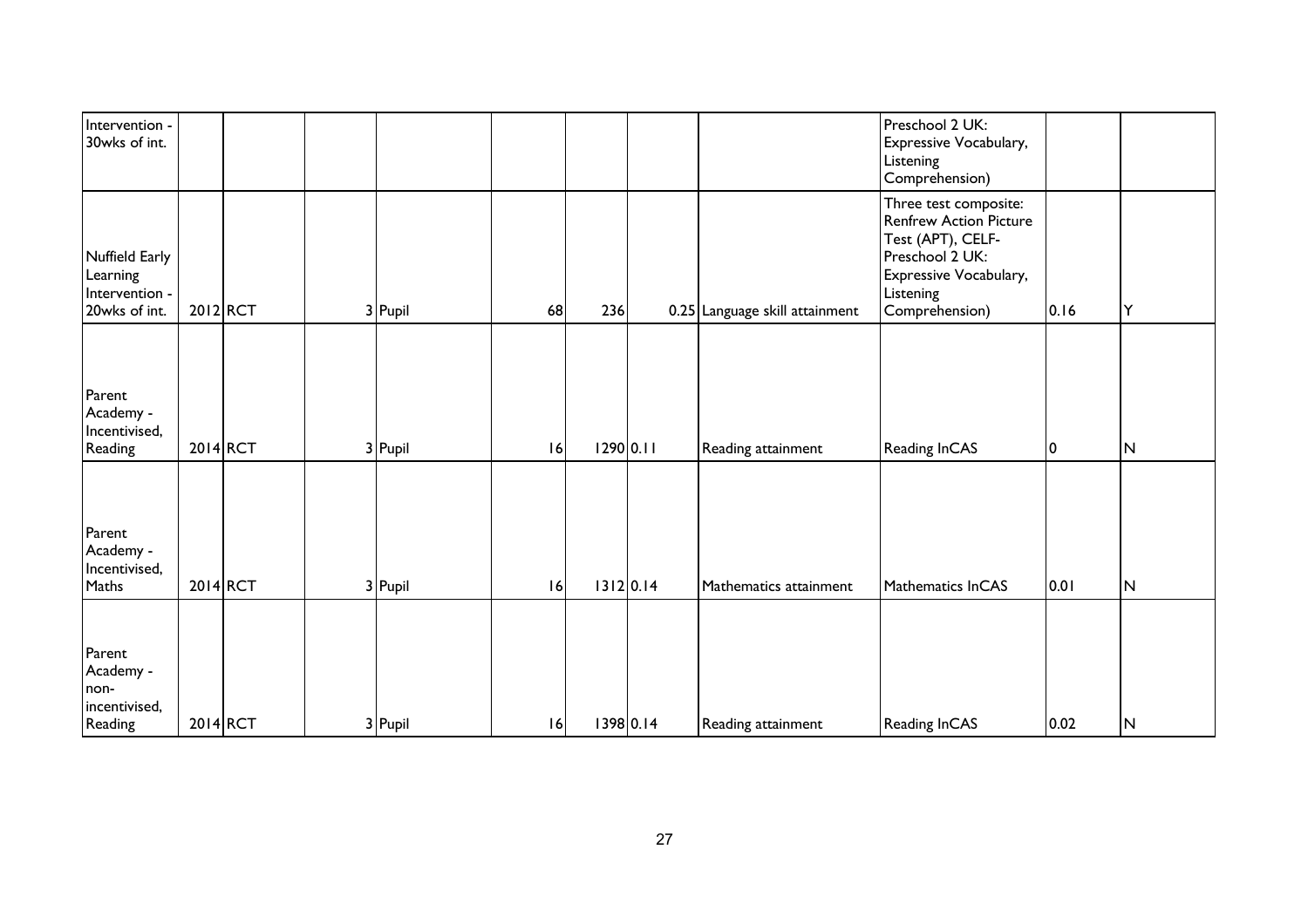| | | | | | | | | | | | |
|---|---|---|---|---|---|---|---|---|---|---|---|
| Intervention - 30wks of int. | | | | | | | | | Preschool 2 UK: Expressive Vocabulary, Listening Comprehension) | | |
| Nuffield Early Learning Intervention - 20wks of int. | 2012 | RCT | 3 | Pupil | 68 | 236 | 0.25 | Language skill attainment | Three test composite: Renfrew Action Picture Test (APT), CELF-Preschool 2 UK: Expressive Vocabulary, Listening Comprehension) | 0.16 | Y |
| Parent Academy - Incentivised, Reading | 2014 | RCT | 3 | Pupil | 16 | 1290 | 0.11 | Reading attainment | Reading InCAS | 0 | N |
| Parent Academy - Incentivised, Maths | 2014 | RCT | 3 | Pupil | 16 | 1312 | 0.14 | Mathematics attainment | Mathematics InCAS | 0.01 | N |
| Parent Academy - non-incentivised, Reading | 2014 | RCT | 3 | Pupil | 16 | 1398 | 0.14 | Reading attainment | Reading InCAS | 0.02 | N |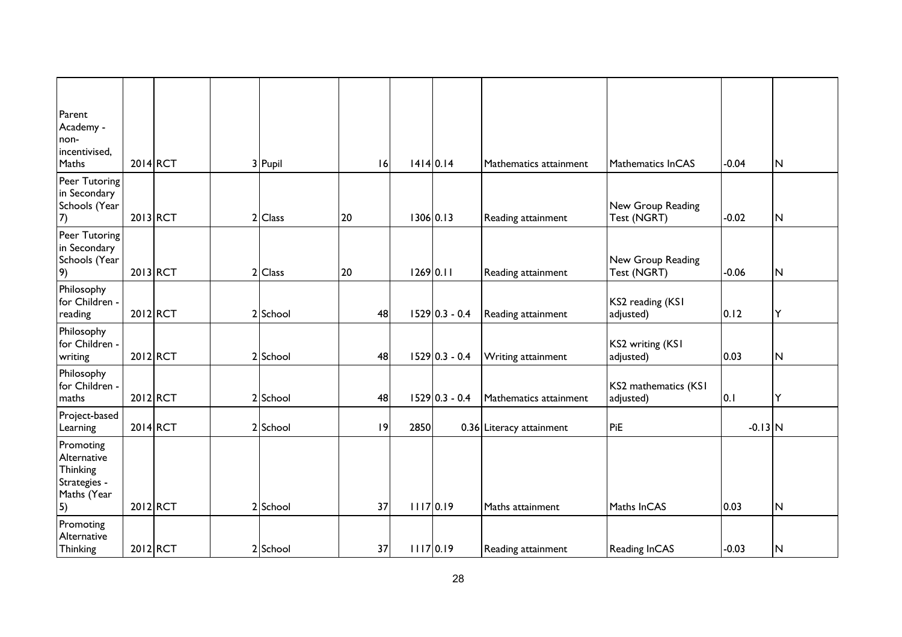| | | | | | | | | | | | |
|---|---|---|---|---|---|---|---|---|---|---|---|
| Parent Academy - non-incentivised, Maths | 2014 | RCT | | 3 | Pupil | 16 | 1414 | 0.14 | Mathematics attainment | Mathematics InCAS | -0.04 | N |
| Peer Tutoring in Secondary Schools (Year 7) | 2013 | RCT | | 2 | Class | 20 | 1306 | 0.13 | Reading attainment | New Group Reading Test (NGRT) | -0.02 | N |
| Peer Tutoring in Secondary Schools (Year 9) | 2013 | RCT | | 2 | Class | 20 | 1269 | 0.11 | Reading attainment | New Group Reading Test (NGRT) | -0.06 | N |
| Philosophy for Children - reading | 2012 | RCT | | 2 | School | 48 | 1529 | 0.3 - 0.4 | Reading attainment | KS2 reading (KS1 adjusted) | 0.12 | Y |
| Philosophy for Children - writing | 2012 | RCT | | 2 | School | 48 | 1529 | 0.3 - 0.4 | Writing attainment | KS2 writing (KS1 adjusted) | 0.03 | N |
| Philosophy for Children - maths | 2012 | RCT | | 2 | School | 48 | 1529 | 0.3 - 0.4 | Mathematics attainment | KS2 mathematics (KS1 adjusted) | 0.1 | Y |
| Project-based Learning | 2014 | RCT | | 2 | School | 19 | 2850 | 0.36 | Literacy attainment | PiE | -0.13 | N |
| Promoting Alternative Thinking Strategies - Maths (Year 5) | 2012 | RCT | | 2 | School | 37 | 1117 | 0.19 | Maths attainment | Maths InCAS | 0.03 | N |
| Promoting Alternative Thinking | 2012 | RCT | | 2 | School | 37 | 1117 | 0.19 | Reading attainment | Reading InCAS | -0.03 | N |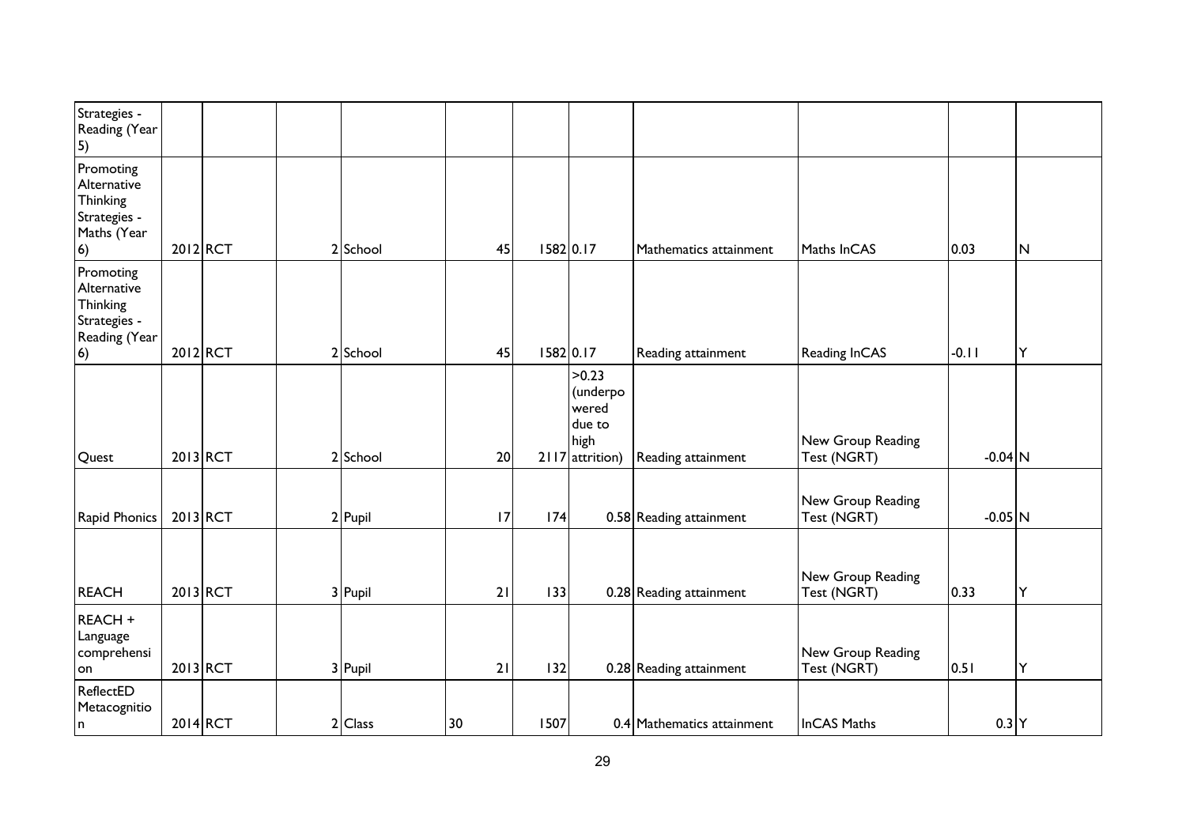| | | | | | | | | | | | |
|---|---|---|---|---|---|---|---|---|---|---|---|
| Strategies - Reading (Year 5) | | | | | | | | | | | |
| Promoting Alternative Thinking Strategies - Maths (Year 6) | 2012 | RCT | 2 | School | 45 | 1582 | 0.17 | Mathematics attainment | Maths InCAS | 0.03 | N |
| Promoting Alternative Thinking Strategies - Reading (Year 6) | 2012 | RCT | 2 | School | 45 | 1582 | 0.17 | Reading attainment | Reading InCAS | -0.11 | Y |
| Quest | 2013 | RCT | 2 | School | 20 | 2117 | >0.23 (underpowered due to high attrition) | Reading attainment | New Group Reading Test (NGRT) | -0.04 | N |
| Rapid Phonics | 2013 | RCT | 2 | Pupil | 17 | 174 | 0.58 | Reading attainment | New Group Reading Test (NGRT) | -0.05 | N |
| REACH | 2013 | RCT | 3 | Pupil | 21 | 133 | 0.28 | Reading attainment | New Group Reading Test (NGRT) | 0.33 | Y |
| REACH + Language comprehension | 2013 | RCT | 3 | Pupil | 21 | 132 | 0.28 | Reading attainment | New Group Reading Test (NGRT) | 0.51 | Y |
| ReflectED Metacognition | 2014 | RCT | 2 | Class | 30 | 1507 | 0.4 | Mathematics attainment | InCAS Maths | 0.3 | Y |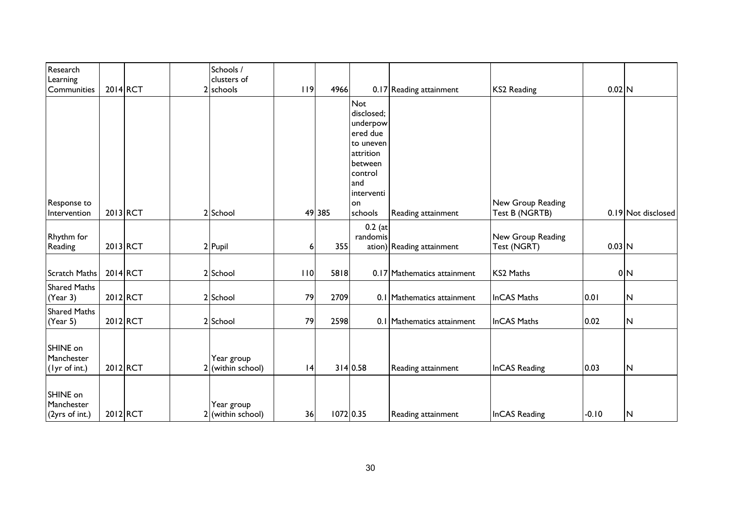| Research Learning Communities | 2014 | RCT | 2 | Schools / clusters of schools | 119 | 4966 | 0.17 | Reading attainment | KS2 Reading | 0.02 | N |
|---|---|---|---|---|---|---|---|---|---|---|---|
| Response to Intervention | 2013 | RCT | 2 | School | 49 | 385 | Not disclosed; underpowered due to uneven attrition between control and intervention schools | Reading attainment | New Group Reading Test B (NGRTB) | 0.19 | Not disclosed |
| Rhythm for Reading | 2013 | RCT | 2 | Pupil | 6 | 355 | 0.2 (at randomisation) | Reading attainment | New Group Reading Test (NGRT) | 0.03 | N |
| Scratch Maths | 2014 | RCT | 2 | School | 110 | 5818 | 0.17 | Mathematics attainment | KS2 Maths | 0 | N |
| Shared Maths (Year 3) | 2012 | RCT | 2 | School | 79 | 2709 | 0.1 | Mathematics attainment | InCAS Maths | 0.01 | N |
| Shared Maths (Year 5) | 2012 | RCT | 2 | School | 79 | 2598 | 0.1 | Mathematics attainment | InCAS Maths | 0.02 | N |
| SHINE on Manchester (1yr of int.) | 2012 | RCT | 2 | Year group (within school) | 14 | 314 | 0.58 | Reading attainment | InCAS Reading | 0.03 | N |
| SHINE on Manchester (2yrs of int.) | 2012 | RCT | 2 | Year group (within school) | 36 | 1072 | 0.35 | Reading attainment | InCAS Reading | -0.10 | N |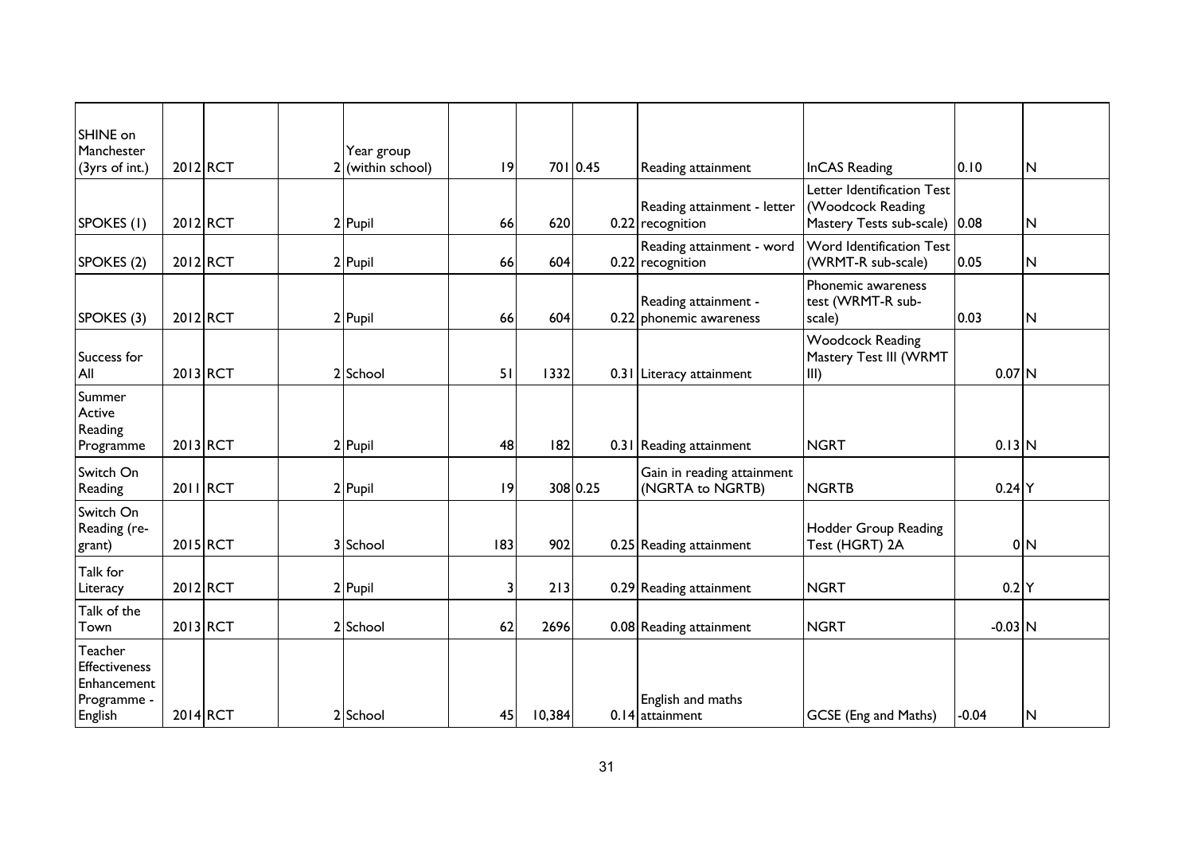| | | | | | | | | | | | |
|---|---|---|---|---|---|---|---|---|---|---|---|
| SHINE on Manchester (3yrs of int.) | 2012 | RCT | 2 | Year group (within school) | 19 | 701 | 0.45 | Reading attainment | InCAS Reading | 0.10 | N |
| SPOKES (1) | 2012 | RCT | 2 | Pupil | 66 | 620 | 0.22 | Reading attainment - letter recognition | Letter Identification Test (Woodcock Reading Mastery Tests sub-scale) | 0.08 | N |
| SPOKES (2) | 2012 | RCT | 2 | Pupil | 66 | 604 | 0.22 | Reading attainment - word recognition | Word Identification Test (WRMT-R sub-scale) | 0.05 | N |
| SPOKES (3) | 2012 | RCT | 2 | Pupil | 66 | 604 | 0.22 | Reading attainment - phonemic awareness | Phonemic awareness test (WRMT-R sub-scale) | 0.03 | N |
| Success for All | 2013 | RCT | 2 | School | 51 | 1332 | 0.31 | Literacy attainment | Woodcock Reading Mastery Test III (WRMT III) | 0.07 | N |
| Summer Active Reading Programme | 2013 | RCT | 2 | Pupil | 48 | 182 | 0.31 | Reading attainment | NGRT | 0.13 | N |
| Switch On Reading | 2011 | RCT | 2 | Pupil | 19 | 308 | 0.25 | Gain in reading attainment (NGRTA to NGRTB) | NGRTB | 0.24 | Y |
| Switch On Reading (re-grant) | 2015 | RCT | 3 | School | 183 | 902 | 0.25 | Reading attainment | Hodder Group Reading Test (HGRT) 2A | 0 | N |
| Talk for Literacy | 2012 | RCT | 2 | Pupil | 3 | 213 | 0.29 | Reading attainment | NGRT | 0.2 | Y |
| Talk of the Town | 2013 | RCT | 2 | School | 62 | 2696 | 0.08 | Reading attainment | NGRT | -0.03 | N |
| Teacher Effectiveness Enhancement Programme - English | 2014 | RCT | 2 | School | 45 | 10,384 | 0.14 | English and maths attainment | GCSE (Eng and Maths) | -0.04 | N |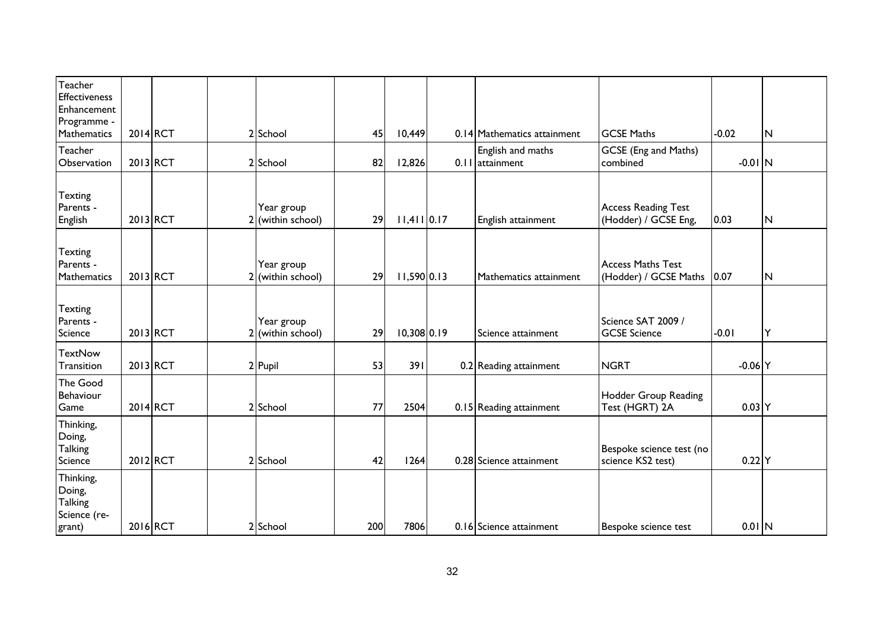| | | | | | | | | | | | |
|---|---|---|---|---|---|---|---|---|---|---|---|
| Teacher Effectiveness Enhancement Programme - Mathematics | 2014 | RCT | 2 | School | 45 | 10,449 | 0.14 | Mathematics attainment | GCSE Maths | -0.02 | N |
| Teacher Observation | 2013 | RCT | 2 | School | 82 | 12,826 | 0.11 | English and maths attainment | GCSE (Eng and Maths) combined | -0.01 | N |
| Texting Parents - English | 2013 | RCT | 2 | Year group (within school) | 29 | 11,411 | 0.17 | English attainment | Access Reading Test (Hodder) / GCSE Eng, | 0.03 | N |
| Texting Parents - Mathematics | 2013 | RCT | 2 | Year group (within school) | 29 | 11,590 | 0.13 | Mathematics attainment | Access Maths Test (Hodder) / GCSE Maths | 0.07 | N |
| Texting Parents - Science | 2013 | RCT | 2 | Year group (within school) | 29 | 10,308 | 0.19 | Science attainment | Science SAT 2009 / GCSE Science | -0.01 | Y |
| TextNow Transition | 2013 | RCT | 2 | Pupil | 53 | 391 | 0.2 | Reading attainment | NGRT | -0.06 | Y |
| The Good Behaviour Game | 2014 | RCT | 2 | School | 77 | 2504 | 0.15 | Reading attainment | Hodder Group Reading Test (HGRT) 2A | 0.03 | Y |
| Thinking, Doing, Talking Science | 2012 | RCT | 2 | School | 42 | 1264 | 0.28 | Science attainment | Bespoke science test (no science KS2 test) | 0.22 | Y |
| Thinking, Doing, Talking Science (re-grant) | 2016 | RCT | 2 | School | 200 | 7806 | 0.16 | Science attainment | Bespoke science test | 0.01 | N |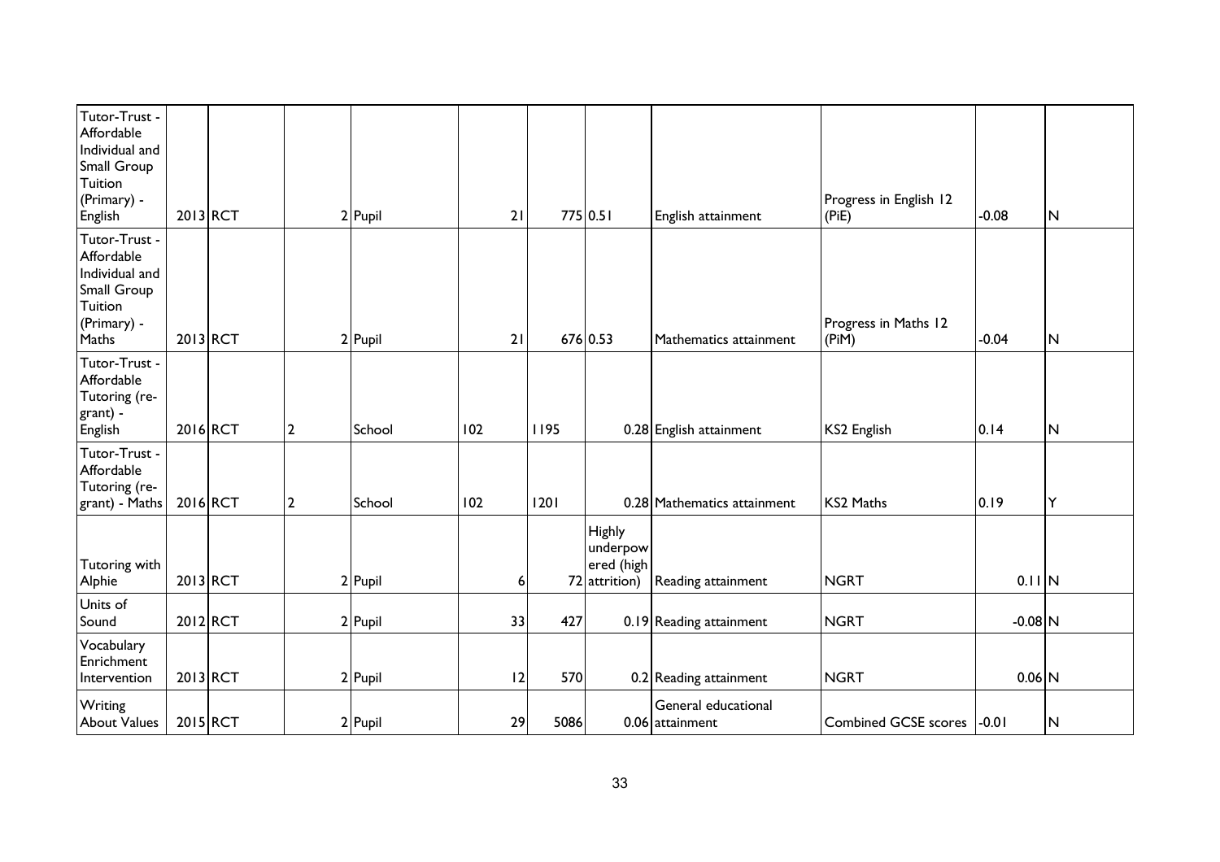| | | | | | | | | | | | |
|---|---|---|---|---|---|---|---|---|---|---|---|
| Tutor-Trust - Affordable Individual and Small Group Tuition (Primary) - English | 2013 | RCT | 2 | Pupil | 21 | 775 | 0.51 | English attainment | Progress in English 12 (PiE) | -0.08 | N |
| Tutor-Trust - Affordable Individual and Small Group Tuition (Primary) - Maths | 2013 | RCT | 2 | Pupil | 21 | 676 | 0.53 | Mathematics attainment | Progress in Maths 12 (PiM) | -0.04 | N |
| Tutor-Trust - Affordable Tutoring (re-grant) - English | 2016 | RCT | 2 | School | 102 | 1195 | 0.28 | English attainment | KS2 English | 0.14 | N |
| Tutor-Trust - Affordable Tutoring (re-grant) - Maths | 2016 | RCT | 2 | School | 102 | 1201 | 0.28 | Mathematics attainment | KS2 Maths | 0.19 | Y |
| Tutoring with Alphie | 2013 | RCT | 2 | Pupil | 6 | 72 | Highly underpowered (high attrition) | Reading attainment | NGRT | 0.11 | N |
| Units of Sound | 2012 | RCT | 2 | Pupil | 33 | 427 | 0.19 | Reading attainment | NGRT | -0.08 | N |
| Vocabulary Enrichment Intervention | 2013 | RCT | 2 | Pupil | 12 | 570 | 0.2 | Reading attainment | NGRT | 0.06 | N |
| Writing About Values | 2015 | RCT | 2 | Pupil | 29 | 5086 | 0.06 | General educational attainment | Combined GCSE scores | -0.01 | N |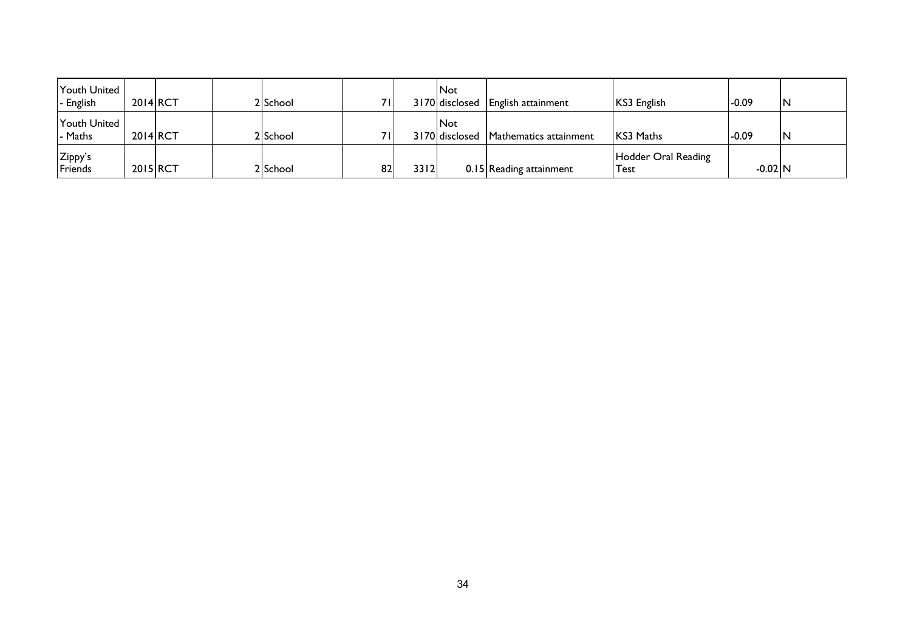| | | | | | | | | | | | |
|---|---|---|---|---|---|---|---|---|---|---|---|
| Youth United - English | 2014 | RCT | 2 | School | 71 | 3170 | Not disclosed | English attainment | KS3 English | -0.09 | N |
| Youth United - Maths | 2014 | RCT | 2 | School | 71 | 3170 | Not disclosed | Mathematics attainment | KS3 Maths | -0.09 | N |
| Zippy's Friends | 2015 | RCT | 2 | School | 82 | 3312 | 0.15 | Reading attainment | Hodder Oral Reading Test | -0.02 | N |